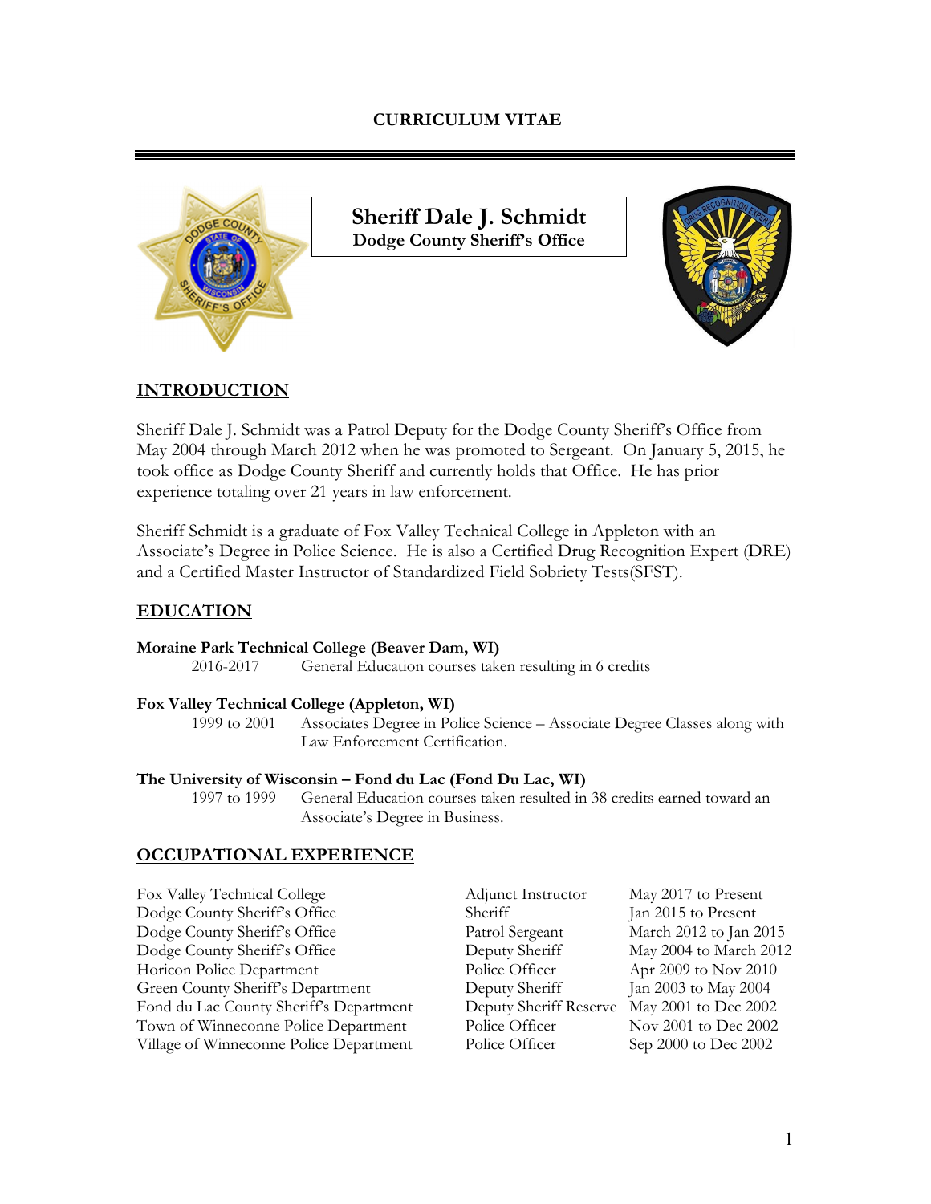# CURRICULUM VITAE

## Sheriff Dale J. Schmidt
**Dodge County Sheriff's Office**

## INTRODUCTION

Sheriff Dale J. Schmidt was a Patrol Deputy for the Dodge County Sheriff's Office from May 2004 through March 2012 when he was promoted to Sergeant. On January 5, 2015, he took office as Dodge County Sheriff and currently holds that Office. He has prior experience totaling over 21 years in law enforcement.

Sheriff Schmidt is a graduate of Fox Valley Technical College in Appleton with an Associate's Degree in Police Science. He is also a Certified Drug Recognition Expert (DRE) and a Certified Master Instructor of Standardized Field Sobriety Tests(SFST).

## EDUCATION

**Moraine Park Technical College (Beaver Dam, WI)**
2016-2017 General Education courses taken resulting in 6 credits

**Fox Valley Technical College (Appleton, WI)**
1999 to 2001 Associates Degree in Police Science – Associate Degree Classes along with Law Enforcement Certification.

**The University of Wisconsin – Fond du Lac (Fond Du Lac, WI)**
1997 to 1999 General Education courses taken resulted in 38 credits earned toward an Associate's Degree in Business.

## OCCUPATIONAL EXPERIENCE

| | | |
|---|---|---|
| Fox Valley Technical College | Adjunct Instructor | May 2017 to Present |
| Dodge County Sheriff's Office | Sheriff | Jan 2015 to Present |
| Dodge County Sheriff's Office | Patrol Sergeant | March 2012 to Jan 2015 |
| Dodge County Sheriff's Office | Deputy Sheriff | May 2004 to March 2012 |
| Horicon Police Department | Police Officer | Apr 2009 to Nov 2010 |
| Green County Sheriff's Department | Deputy Sheriff | Jan 2003 to May 2004 |
| Fond du Lac County Sheriff's Department | Deputy Sheriff Reserve | May 2001 to Dec 2002 |
| Town of Winneconne Police Department | Police Officer | Nov 2001 to Dec 2002 |
| Village of Winneconne Police Department | Police Officer | Sep 2000 to Dec 2002 |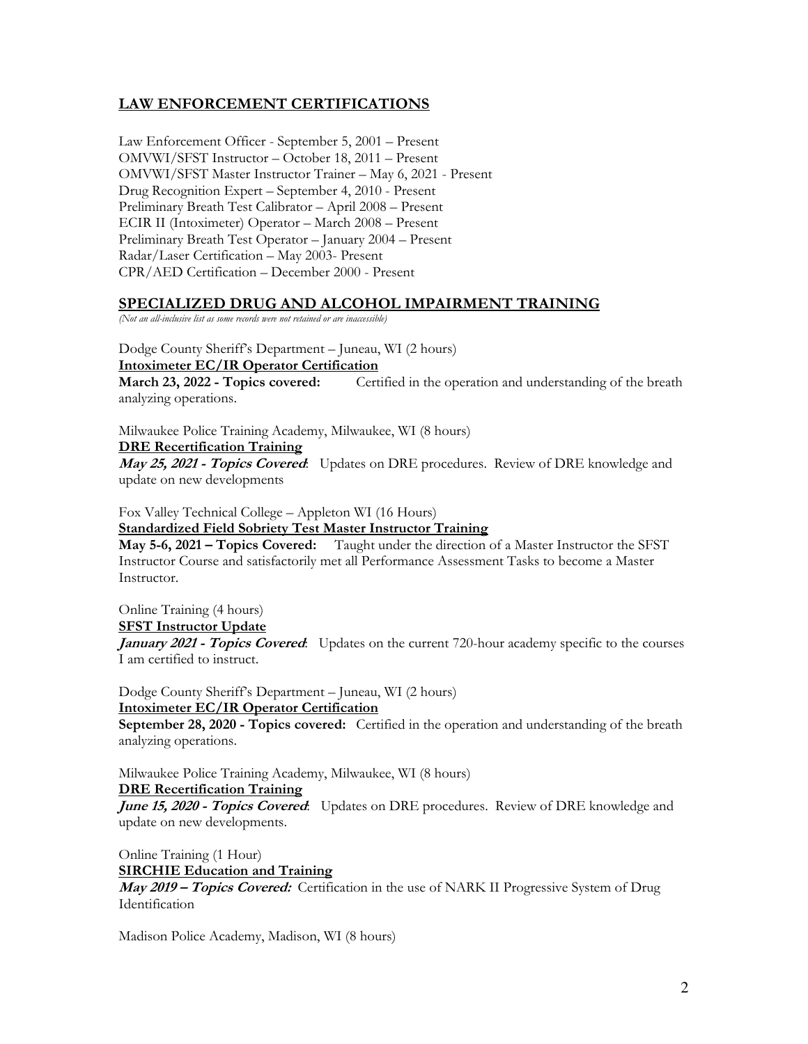## LAW ENFORCEMENT CERTIFICATIONS

Law Enforcement Officer - September 5, 2001 – Present
OMVWI/SFST Instructor – October 18, 2011 – Present
OMVWI/SFST Master Instructor Trainer – May 6, 2021 - Present
Drug Recognition Expert – September 4, 2010 - Present
Preliminary Breath Test Calibrator – April 2008 – Present
ECIR II (Intoximeter) Operator – March 2008 – Present
Preliminary Breath Test Operator – January 2004 – Present
Radar/Laser Certification – May 2003- Present
CPR/AED Certification – December 2000 - Present

## SPECIALIZED DRUG AND ALCOHOL IMPAIRMENT TRAINING

*(Not an all-inclusive list as some records were not retained or are inaccessible)*

Dodge County Sheriff's Department – Juneau, WI (2 hours)
**Intoximeter EC/IR Operator Certification**
**March 23, 2022 - Topics covered:** Certified in the operation and understanding of the breath analyzing operations.

Milwaukee Police Training Academy, Milwaukee, WI (8 hours)
**DRE Recertification Training**
***May 25, 2021 - Topics Covered***: Updates on DRE procedures. Review of DRE knowledge and update on new developments

Fox Valley Technical College – Appleton WI (16 Hours)
**Standardized Field Sobriety Test Master Instructor Training**
**May 5-6, 2021 – Topics Covered:** Taught under the direction of a Master Instructor the SFST Instructor Course and satisfactorily met all Performance Assessment Tasks to become a Master Instructor.

Online Training (4 hours)
**SFST Instructor Update**
***January 2021 - Topics Covered***: Updates on the current 720-hour academy specific to the courses I am certified to instruct.

Dodge County Sheriff's Department – Juneau, WI (2 hours)
**Intoximeter EC/IR Operator Certification**
**September 28, 2020 - Topics covered:** Certified in the operation and understanding of the breath analyzing operations.

Milwaukee Police Training Academy, Milwaukee, WI (8 hours)
**DRE Recertification Training**
***June 15, 2020 - Topics Covered***: Updates on DRE procedures. Review of DRE knowledge and update on new developments.

Online Training (1 Hour)
**SIRCHIE Education and Training**
***May 2019 – Topics Covered:*** Certification in the use of NARK II Progressive System of Drug Identification

Madison Police Academy, Madison, WI (8 hours)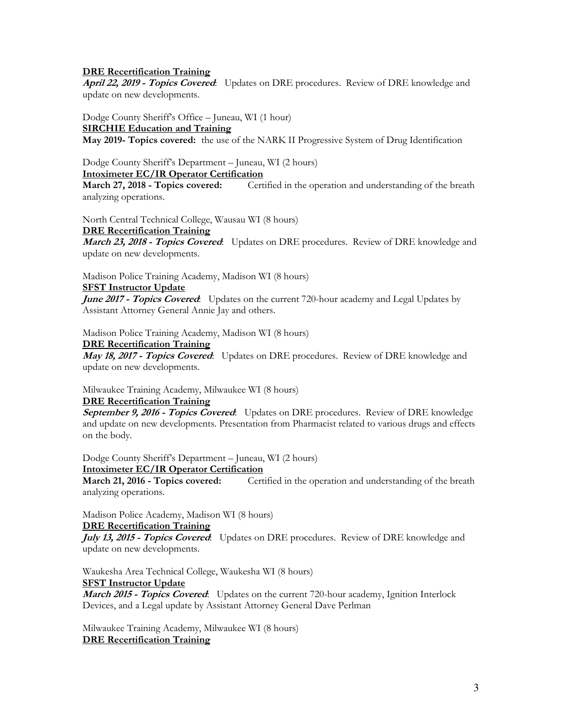**<u>DRE Recertification Training</u>**
***April 22, 2019 - Topics Covered***: Updates on DRE procedures. Review of DRE knowledge and update on new developments.

Dodge County Sheriff's Office – Juneau, WI (1 hour)
**<u>SIRCHIE Education and Training</u>**
**May 2019- Topics covered:** the use of the NARK II Progressive System of Drug Identification

Dodge County Sheriff's Department – Juneau, WI (2 hours)
**<u>Intoximeter EC/IR Operator Certification</u>**
**March 27, 2018 - Topics covered:** Certified in the operation and understanding of the breath analyzing operations.

North Central Technical College, Wausau WI (8 hours)
**<u>DRE Recertification Training</u>**
***March 23, 2018 - Topics Covered***: Updates on DRE procedures. Review of DRE knowledge and update on new developments.

Madison Police Training Academy, Madison WI (8 hours)
**<u>SFST Instructor Update</u>**
***June 2017 - Topics Covered***: Updates on the current 720-hour academy and Legal Updates by Assistant Attorney General Annie Jay and others.

Madison Police Training Academy, Madison WI (8 hours)
**<u>DRE Recertification Training</u>**
***May 18, 2017 - Topics Covered***: Updates on DRE procedures. Review of DRE knowledge and update on new developments.

Milwaukee Training Academy, Milwaukee WI (8 hours)
**<u>DRE Recertification Training</u>**
***September 9, 2016 - Topics Covered***: Updates on DRE procedures. Review of DRE knowledge and update on new developments. Presentation from Pharmacist related to various drugs and effects on the body.

Dodge County Sheriff's Department – Juneau, WI (2 hours)
**<u>Intoximeter EC/IR Operator Certification</u>**
**March 21, 2016 - Topics covered:** Certified in the operation and understanding of the breath analyzing operations.

Madison Police Academy, Madison WI (8 hours)
**<u>DRE Recertification Training</u>**
***July 13, 2015 - Topics Covered***: Updates on DRE procedures. Review of DRE knowledge and update on new developments.

Waukesha Area Technical College, Waukesha WI (8 hours)
**<u>SFST Instructor Update</u>**
***March 2015 - Topics Covered***: Updates on the current 720-hour academy, Ignition Interlock Devices, and a Legal update by Assistant Attorney General Dave Perlman

Milwaukee Training Academy, Milwaukee WI (8 hours)
**<u>DRE Recertification Training</u>**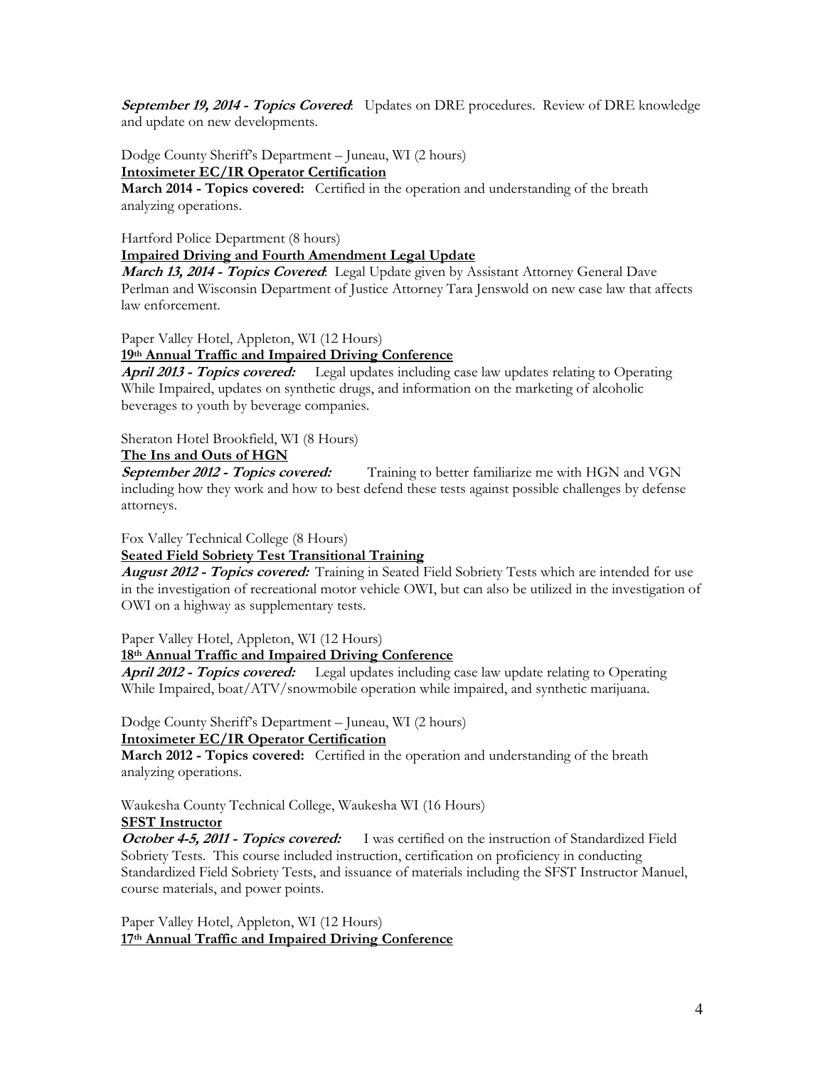***September 19, 2014 - Topics Covered***: Updates on DRE procedures. Review of DRE knowledge and update on new developments.

Dodge County Sheriff's Department – Juneau, WI (2 hours)
**Intoximeter EC/IR Operator Certification**
**March 2014 - Topics covered:** Certified in the operation and understanding of the breath analyzing operations.

Hartford Police Department (8 hours)
**Impaired Driving and Fourth Amendment Legal Update**
***March 13, 2014 - Topics Covered***: Legal Update given by Assistant Attorney General Dave Perlman and Wisconsin Department of Justice Attorney Tara Jenswold on new case law that affects law enforcement.

Paper Valley Hotel, Appleton, WI (12 Hours)
**19th Annual Traffic and Impaired Driving Conference**
***April 2013 - Topics covered:*** Legal updates including case law updates relating to Operating While Impaired, updates on synthetic drugs, and information on the marketing of alcoholic beverages to youth by beverage companies.

Sheraton Hotel Brookfield, WI (8 Hours)
**The Ins and Outs of HGN**
***September 2012 - Topics covered:*** Training to better familiarize me with HGN and VGN including how they work and how to best defend these tests against possible challenges by defense attorneys.

Fox Valley Technical College (8 Hours)
**Seated Field Sobriety Test Transitional Training**
***August 2012 - Topics covered:*** Training in Seated Field Sobriety Tests which are intended for use in the investigation of recreational motor vehicle OWI, but can also be utilized in the investigation of OWI on a highway as supplementary tests.

Paper Valley Hotel, Appleton, WI (12 Hours)
**18th Annual Traffic and Impaired Driving Conference**
***April 2012 - Topics covered:*** Legal updates including case law update relating to Operating While Impaired, boat/ATV/snowmobile operation while impaired, and synthetic marijuana.

Dodge County Sheriff's Department – Juneau, WI (2 hours)
**Intoximeter EC/IR Operator Certification**
**March 2012 - Topics covered:** Certified in the operation and understanding of the breath analyzing operations.

Waukesha County Technical College, Waukesha WI (16 Hours)
**SFST Instructor**
***October 4-5, 2011 - Topics covered:*** I was certified on the instruction of Standardized Field Sobriety Tests. This course included instruction, certification on proficiency in conducting Standardized Field Sobriety Tests, and issuance of materials including the SFST Instructor Manuel, course materials, and power points.

Paper Valley Hotel, Appleton, WI (12 Hours)
**17th Annual Traffic and Impaired Driving Conference**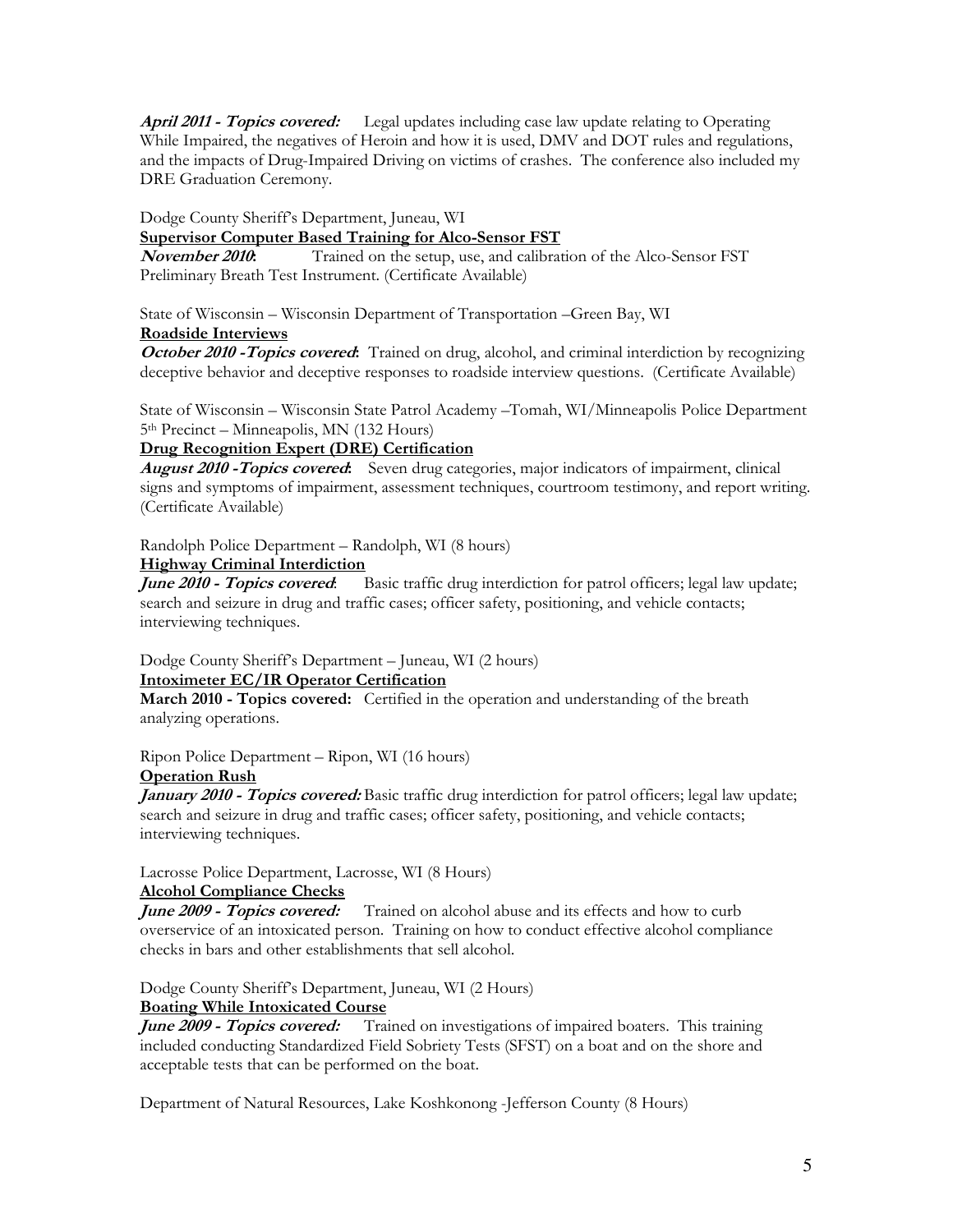***April 2011 - Topics covered:*** Legal updates including case law update relating to Operating While Impaired, the negatives of Heroin and how it is used, DMV and DOT rules and regulations, and the impacts of Drug-Impaired Driving on victims of crashes. The conference also included my DRE Graduation Ceremony.

Dodge County Sheriff's Department, Juneau, WI
**Supervisor Computer Based Training for Alco-Sensor FST**
***November 2010*:** Trained on the setup, use, and calibration of the Alco-Sensor FST Preliminary Breath Test Instrument. (Certificate Available)

State of Wisconsin – Wisconsin Department of Transportation –Green Bay, WI
**Roadside Interviews**
***October 2010 -Topics covered*:** Trained on drug, alcohol, and criminal interdiction by recognizing deceptive behavior and deceptive responses to roadside interview questions. (Certificate Available)

State of Wisconsin – Wisconsin State Patrol Academy –Tomah, WI/Minneapolis Police Department 5th Precinct – Minneapolis, MN (132 Hours)
**Drug Recognition Expert (DRE) Certification**
***August 2010 -Topics covered*:** Seven drug categories, major indicators of impairment, clinical signs and symptoms of impairment, assessment techniques, courtroom testimony, and report writing. (Certificate Available)

Randolph Police Department – Randolph, WI (8 hours)
**Highway Criminal Interdiction**
***June 2010 - Topics covered*:** Basic traffic drug interdiction for patrol officers; legal law update; search and seizure in drug and traffic cases; officer safety, positioning, and vehicle contacts; interviewing techniques.

Dodge County Sheriff's Department – Juneau, WI (2 hours)
**Intoximeter EC/IR Operator Certification**
**March 2010 - Topics covered:** Certified in the operation and understanding of the breath analyzing operations.

Ripon Police Department – Ripon, WI (16 hours)
**Operation Rush**
***January 2010 - Topics covered:*** Basic traffic drug interdiction for patrol officers; legal law update; search and seizure in drug and traffic cases; officer safety, positioning, and vehicle contacts; interviewing techniques.

Lacrosse Police Department, Lacrosse, WI (8 Hours)
**Alcohol Compliance Checks**
***June 2009 - Topics covered:*** Trained on alcohol abuse and its effects and how to curb overservice of an intoxicated person. Training on how to conduct effective alcohol compliance checks in bars and other establishments that sell alcohol.

Dodge County Sheriff's Department, Juneau, WI (2 Hours)
**Boating While Intoxicated Course**
***June 2009 - Topics covered:*** Trained on investigations of impaired boaters. This training included conducting Standardized Field Sobriety Tests (SFST) on a boat and on the shore and acceptable tests that can be performed on the boat.

Department of Natural Resources, Lake Koshkonong -Jefferson County (8 Hours)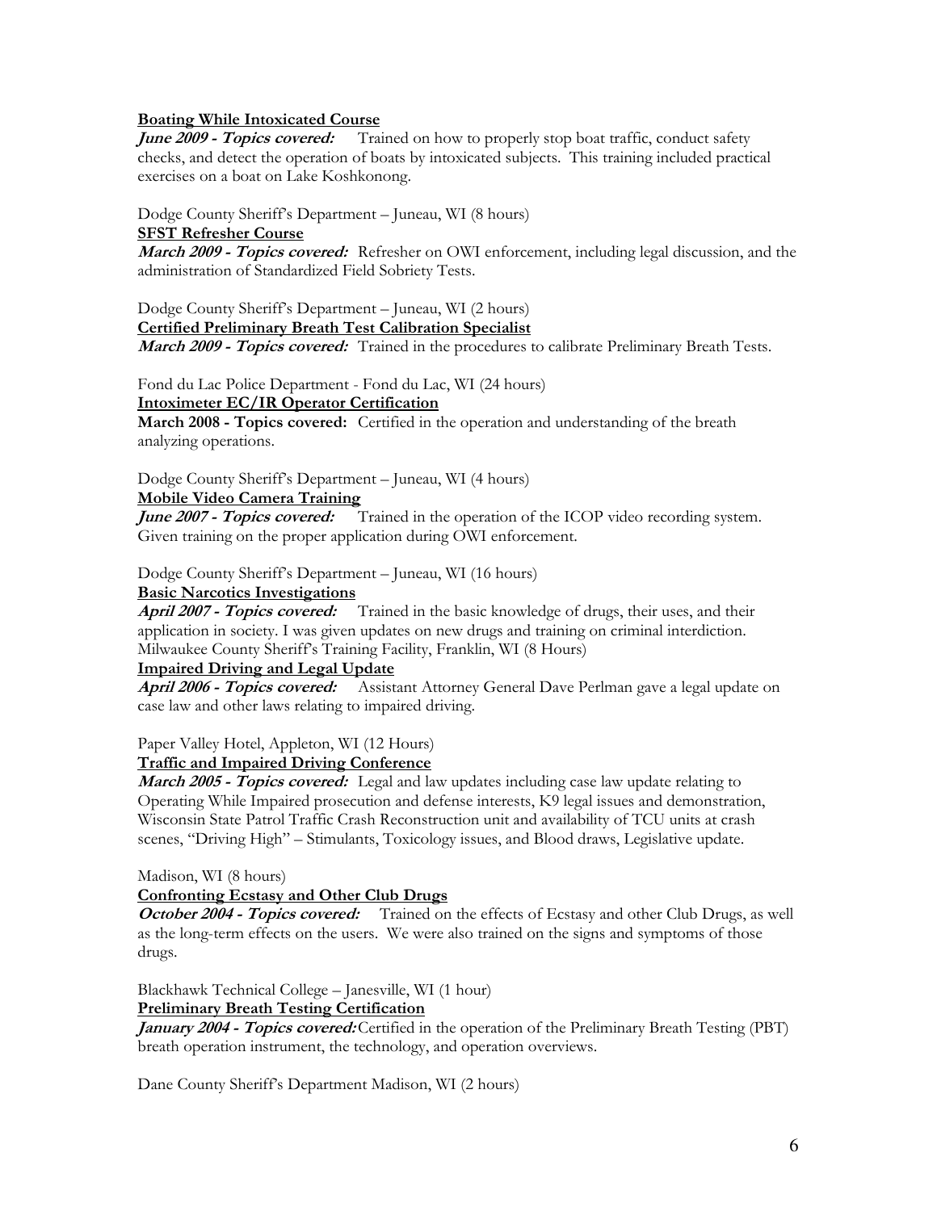**Boating While Intoxicated Course**
***June 2009 - Topics covered:*** Trained on how to properly stop boat traffic, conduct safety checks, and detect the operation of boats by intoxicated subjects. This training included practical exercises on a boat on Lake Koshkonong.

Dodge County Sheriff's Department – Juneau, WI (8 hours)
**SFST Refresher Course**
***March 2009 - Topics covered:*** Refresher on OWI enforcement, including legal discussion, and the administration of Standardized Field Sobriety Tests.

Dodge County Sheriff's Department – Juneau, WI (2 hours)
**Certified Preliminary Breath Test Calibration Specialist**
***March 2009 - Topics covered:*** Trained in the procedures to calibrate Preliminary Breath Tests.

Fond du Lac Police Department - Fond du Lac, WI (24 hours)
**Intoximeter EC/IR Operator Certification**
**March 2008 - Topics covered:** Certified in the operation and understanding of the breath analyzing operations.

Dodge County Sheriff's Department – Juneau, WI (4 hours)
**Mobile Video Camera Training**
***June 2007 - Topics covered:*** Trained in the operation of the ICOP video recording system. Given training on the proper application during OWI enforcement.

Dodge County Sheriff's Department – Juneau, WI (16 hours)
**Basic Narcotics Investigations**
***April 2007 - Topics covered:*** Trained in the basic knowledge of drugs, their uses, and their application in society. I was given updates on new drugs and training on criminal interdiction.
Milwaukee County Sheriff's Training Facility, Franklin, WI (8 Hours)
**Impaired Driving and Legal Update**
***April 2006 - Topics covered:*** Assistant Attorney General Dave Perlman gave a legal update on case law and other laws relating to impaired driving.

Paper Valley Hotel, Appleton, WI (12 Hours)
**Traffic and Impaired Driving Conference**
***March 2005 - Topics covered:*** Legal and law updates including case law update relating to Operating While Impaired prosecution and defense interests, K9 legal issues and demonstration, Wisconsin State Patrol Traffic Crash Reconstruction unit and availability of TCU units at crash scenes, "Driving High" – Stimulants, Toxicology issues, and Blood draws, Legislative update.

Madison, WI (8 hours)
**Confronting Ecstasy and Other Club Drugs**
***October 2004 - Topics covered:*** Trained on the effects of Ecstasy and other Club Drugs, as well as the long-term effects on the users. We were also trained on the signs and symptoms of those drugs.

Blackhawk Technical College – Janesville, WI (1 hour)
**Preliminary Breath Testing Certification**
***January 2004 - Topics covered:*** Certified in the operation of the Preliminary Breath Testing (PBT) breath operation instrument, the technology, and operation overviews.

Dane County Sheriff's Department Madison, WI (2 hours)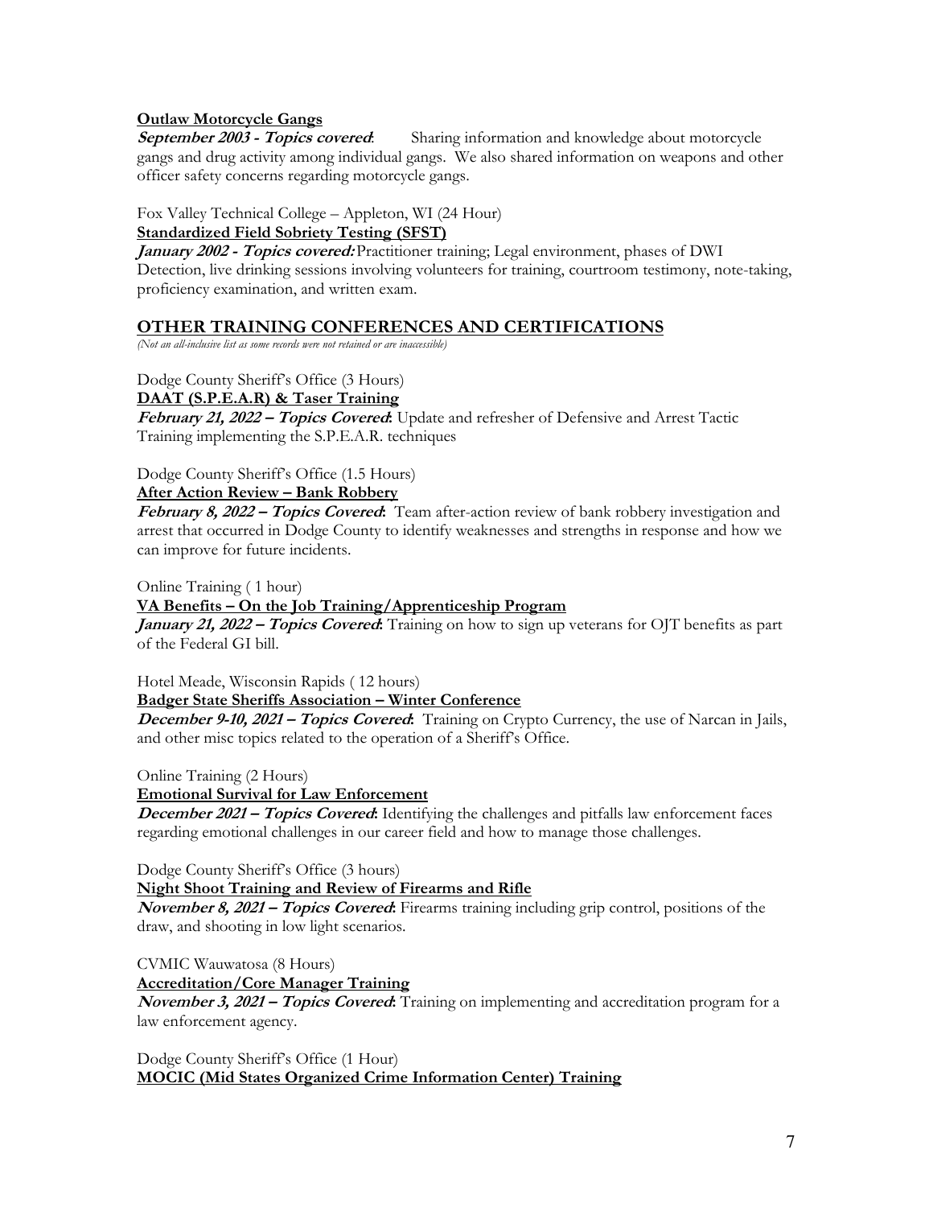**Outlaw Motorcycle Gangs**
***September 2003 - Topics covered*:** Sharing information and knowledge about motorcycle gangs and drug activity among individual gangs. We also shared information on weapons and other officer safety concerns regarding motorcycle gangs.

Fox Valley Technical College – Appleton, WI (24 Hour)
**Standardized Field Sobriety Testing (SFST)**
***January 2002 - Topics covered:*** Practitioner training; Legal environment, phases of DWI Detection, live drinking sessions involving volunteers for training, courtroom testimony, note-taking, proficiency examination, and written exam.

## OTHER TRAINING CONFERENCES AND CERTIFICATIONS

*(Not an all-inclusive list as some records were not retained or are inaccessible)*

Dodge County Sheriff's Office (3 Hours)
**DAAT (S.P.E.A.R) & Taser Training**
***February 21, 2022 – Topics Covered*:** Update and refresher of Defensive and Arrest Tactic Training implementing the S.P.E.A.R. techniques

Dodge County Sheriff's Office (1.5 Hours)
**After Action Review – Bank Robbery**
***February 8, 2022 – Topics Covered*:** Team after-action review of bank robbery investigation and arrest that occurred in Dodge County to identify weaknesses and strengths in response and how we can improve for future incidents.

Online Training ( 1 hour)
**VA Benefits – On the Job Training/Apprenticeship Program**
***January 21, 2022 – Topics Covered*:** Training on how to sign up veterans for OJT benefits as part of the Federal GI bill.

Hotel Meade, Wisconsin Rapids ( 12 hours)
**Badger State Sheriffs Association – Winter Conference**
***December 9-10, 2021 – Topics Covered*:** Training on Crypto Currency, the use of Narcan in Jails, and other misc topics related to the operation of a Sheriff's Office.

Online Training (2 Hours)
**Emotional Survival for Law Enforcement**
***December 2021 – Topics Covered*:** Identifying the challenges and pitfalls law enforcement faces regarding emotional challenges in our career field and how to manage those challenges.

Dodge County Sheriff's Office (3 hours)
**Night Shoot Training and Review of Firearms and Rifle**
***November 8, 2021 – Topics Covered*:** Firearms training including grip control, positions of the draw, and shooting in low light scenarios.

CVMIC Wauwatosa (8 Hours)
**Accreditation/Core Manager Training**
***November 3, 2021 – Topics Covered*:** Training on implementing and accreditation program for a law enforcement agency.

Dodge County Sheriff's Office (1 Hour)
**MOCIC (Mid States Organized Crime Information Center) Training**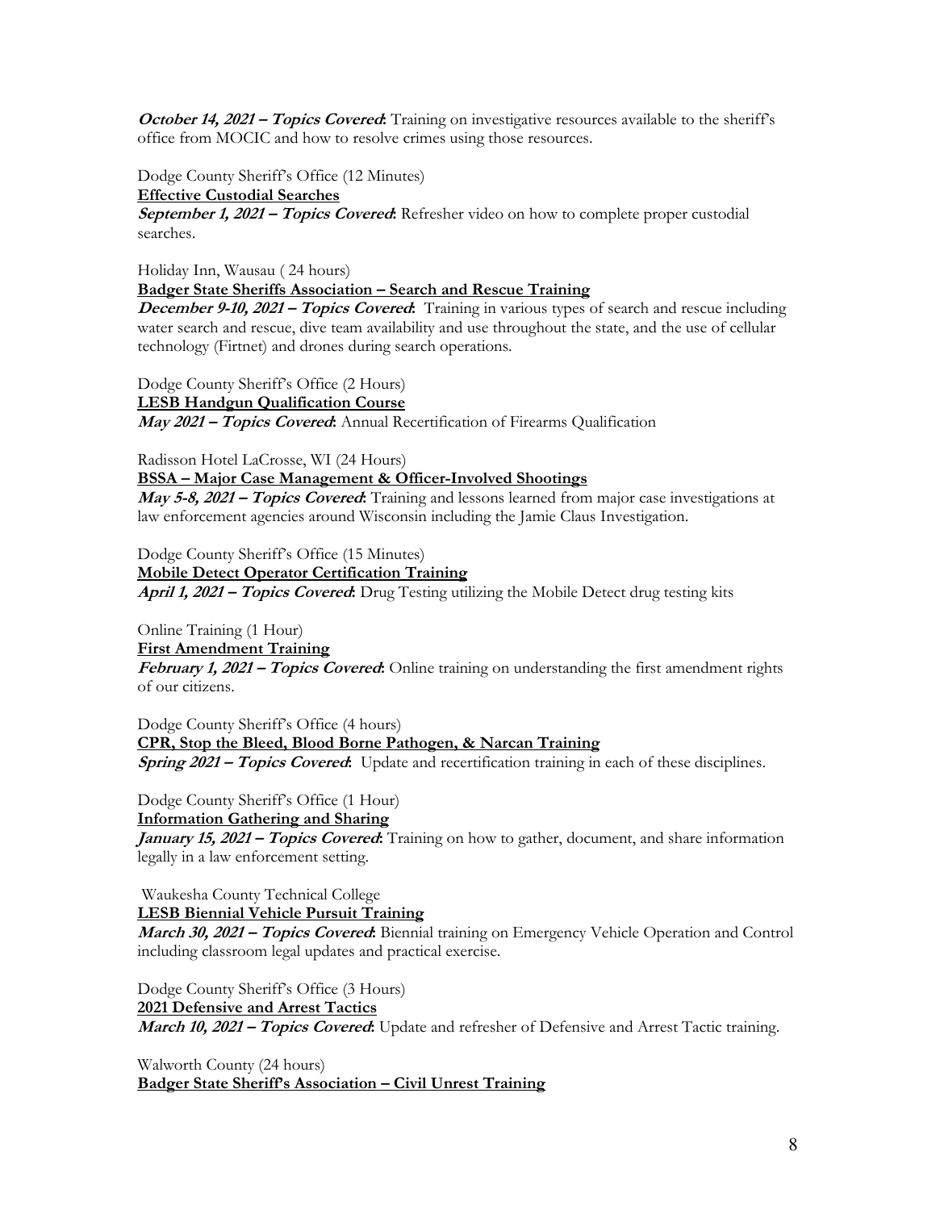***October 14, 2021 – Topics Covered***: Training on investigative resources available to the sheriff's office from MOCIC and how to resolve crimes using those resources.

Dodge County Sheriff's Office (12 Minutes)
**Effective Custodial Searches**
***September 1, 2021 – Topics Covered***: Refresher video on how to complete proper custodial searches.

Holiday Inn, Wausau ( 24 hours)
**Badger State Sheriffs Association – Search and Rescue Training**
***December 9-10, 2021 – Topics Covered***: Training in various types of search and rescue including water search and rescue, dive team availability and use throughout the state, and the use of cellular technology (Firtnet) and drones during search operations.

Dodge County Sheriff's Office (2 Hours)
**LESB Handgun Qualification Course**
***May 2021 – Topics Covered***: Annual Recertification of Firearms Qualification

Radisson Hotel LaCrosse, WI (24 Hours)
**BSSA – Major Case Management & Officer-Involved Shootings**
***May 5-8, 2021 – Topics Covered***: Training and lessons learned from major case investigations at law enforcement agencies around Wisconsin including the Jamie Claus Investigation.

Dodge County Sheriff's Office (15 Minutes)
**Mobile Detect Operator Certification Training**
***April 1, 2021 – Topics Covered***: Drug Testing utilizing the Mobile Detect drug testing kits

Online Training (1 Hour)
**First Amendment Training**
***February 1, 2021 – Topics Covered***: Online training on understanding the first amendment rights of our citizens.

Dodge County Sheriff's Office (4 hours)
**CPR, Stop the Bleed, Blood Borne Pathogen, & Narcan Training**
***Spring 2021 – Topics Covered***: Update and recertification training in each of these disciplines.

Dodge County Sheriff's Office (1 Hour)
**Information Gathering and Sharing**
***January 15, 2021 – Topics Covered***: Training on how to gather, document, and share information legally in a law enforcement setting.

Waukesha County Technical College
**LESB Biennial Vehicle Pursuit Training**
***March 30, 2021 – Topics Covered***: Biennial training on Emergency Vehicle Operation and Control including classroom legal updates and practical exercise.

Dodge County Sheriff's Office (3 Hours)
**2021 Defensive and Arrest Tactics**
***March 10, 2021 – Topics Covered***: Update and refresher of Defensive and Arrest Tactic training.

Walworth County (24 hours)
**Badger State Sheriff's Association – Civil Unrest Training**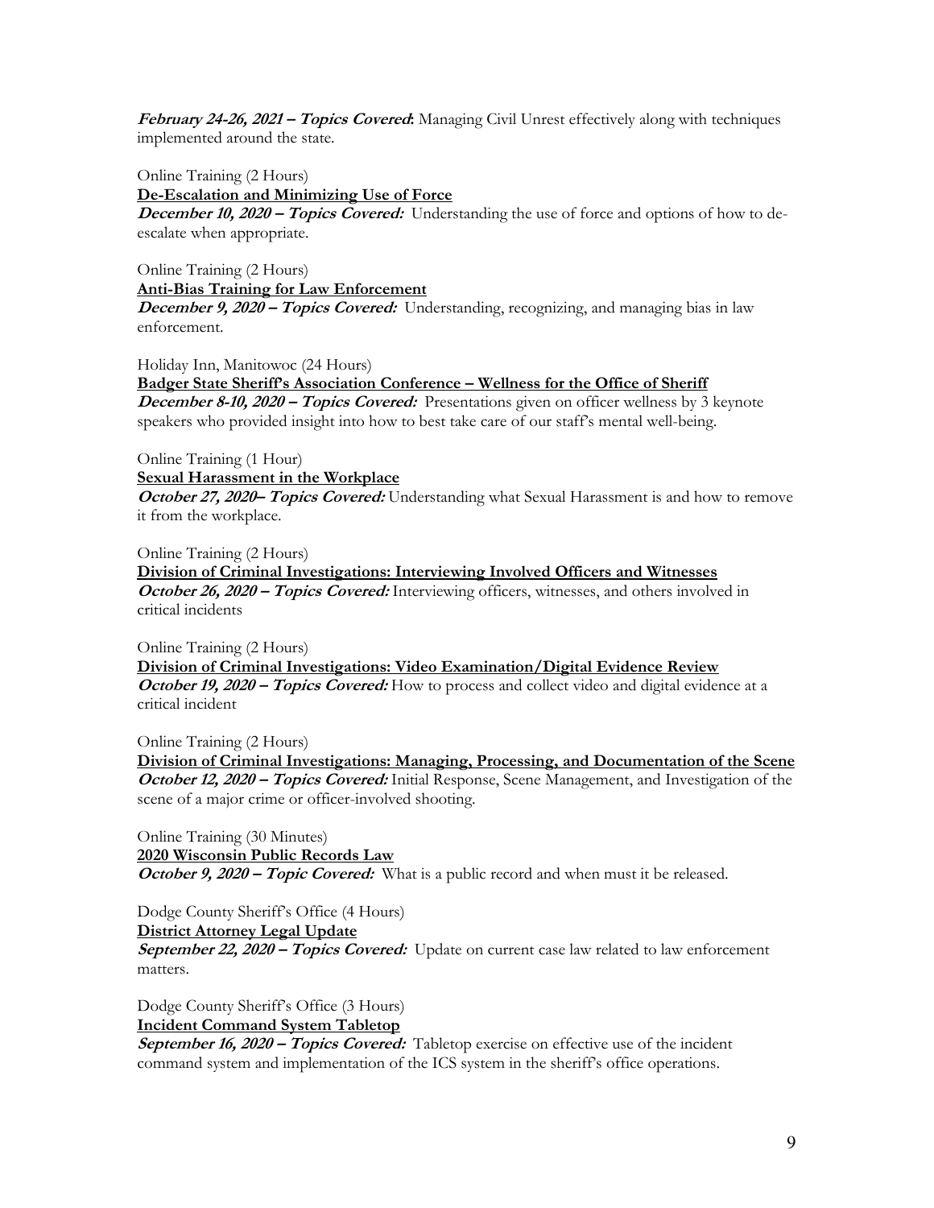***February 24-26, 2021 – Topics Covered*:** Managing Civil Unrest effectively along with techniques implemented around the state.

Online Training (2 Hours)
**De-Escalation and Minimizing Use of Force**
***December 10, 2020 – Topics Covered:*** Understanding the use of force and options of how to de-escalate when appropriate.

Online Training (2 Hours)
**Anti-Bias Training for Law Enforcement**
***December 9, 2020 – Topics Covered:*** Understanding, recognizing, and managing bias in law enforcement.

Holiday Inn, Manitowoc (24 Hours)
**Badger State Sheriff's Association Conference – Wellness for the Office of Sheriff**
***December 8-10, 2020 – Topics Covered:*** Presentations given on officer wellness by 3 keynote speakers who provided insight into how to best take care of our staff's mental well-being.

Online Training (1 Hour)
**Sexual Harassment in the Workplace**
***October 27, 2020– Topics Covered:*** Understanding what Sexual Harassment is and how to remove it from the workplace.

Online Training (2 Hours)
**Division of Criminal Investigations: Interviewing Involved Officers and Witnesses**
***October 26, 2020 – Topics Covered:*** Interviewing officers, witnesses, and others involved in critical incidents

Online Training (2 Hours)
**Division of Criminal Investigations: Video Examination/Digital Evidence Review**
***October 19, 2020 – Topics Covered:*** How to process and collect video and digital evidence at a critical incident

Online Training (2 Hours)
**Division of Criminal Investigations: Managing, Processing, and Documentation of the Scene**
***October 12, 2020 – Topics Covered:*** Initial Response, Scene Management, and Investigation of the scene of a major crime or officer-involved shooting.

Online Training (30 Minutes)
**2020 Wisconsin Public Records Law**
***October 9, 2020 – Topic Covered:*** What is a public record and when must it be released.

Dodge County Sheriff's Office (4 Hours)
**District Attorney Legal Update**
***September 22, 2020 – Topics Covered:*** Update on current case law related to law enforcement matters.

Dodge County Sheriff's Office (3 Hours)
**Incident Command System Tabletop**
***September 16, 2020 – Topics Covered:*** Tabletop exercise on effective use of the incident command system and implementation of the ICS system in the sheriff's office operations.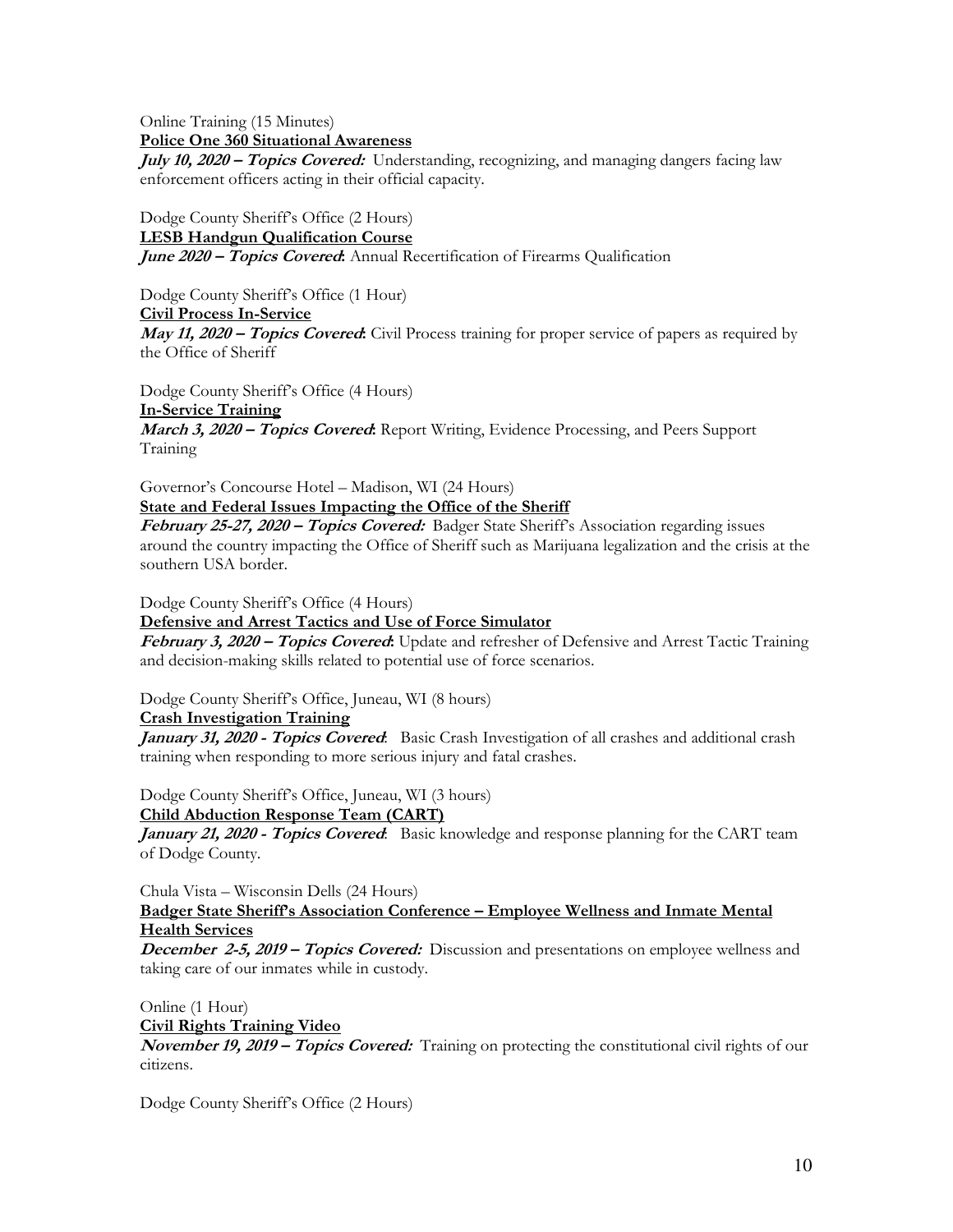Online Training (15 Minutes)
**Police One 360 Situational Awareness**
***July 10, 2020 – Topics Covered:*** Understanding, recognizing, and managing dangers facing law enforcement officers acting in their official capacity.

Dodge County Sheriff's Office (2 Hours)
**LESB Handgun Qualification Course**
***June 2020 – Topics Covered*:** Annual Recertification of Firearms Qualification

Dodge County Sheriff's Office (1 Hour)
**Civil Process In-Service**
***May 11, 2020 – Topics Covered*:** Civil Process training for proper service of papers as required by the Office of Sheriff

Dodge County Sheriff's Office (4 Hours)
**In-Service Training**
***March 3, 2020 – Topics Covered*:** Report Writing, Evidence Processing, and Peers Support Training

Governor's Concourse Hotel – Madison, WI (24 Hours)
**State and Federal Issues Impacting the Office of the Sheriff**
***February 25-27, 2020 – Topics Covered:*** Badger State Sheriff's Association regarding issues around the country impacting the Office of Sheriff such as Marijuana legalization and the crisis at the southern USA border.

Dodge County Sheriff's Office (4 Hours)
**Defensive and Arrest Tactics and Use of Force Simulator**
***February 3, 2020 – Topics Covered*:** Update and refresher of Defensive and Arrest Tactic Training and decision-making skills related to potential use of force scenarios.

Dodge County Sheriff's Office, Juneau, WI (8 hours)
**Crash Investigation Training**
***January 31, 2020 - Topics Covered*:** Basic Crash Investigation of all crashes and additional crash training when responding to more serious injury and fatal crashes.

Dodge County Sheriff's Office, Juneau, WI (3 hours)
**Child Abduction Response Team (CART)**
***January 21, 2020 - Topics Covered*:** Basic knowledge and response planning for the CART team of Dodge County.

Chula Vista – Wisconsin Dells (24 Hours)
**Badger State Sheriff's Association Conference – Employee Wellness and Inmate Mental Health Services**
***December 2-5, 2019 – Topics Covered:*** Discussion and presentations on employee wellness and taking care of our inmates while in custody.

Online (1 Hour)
**Civil Rights Training Video**
***November 19, 2019 – Topics Covered:*** Training on protecting the constitutional civil rights of our citizens.

Dodge County Sheriff's Office (2 Hours)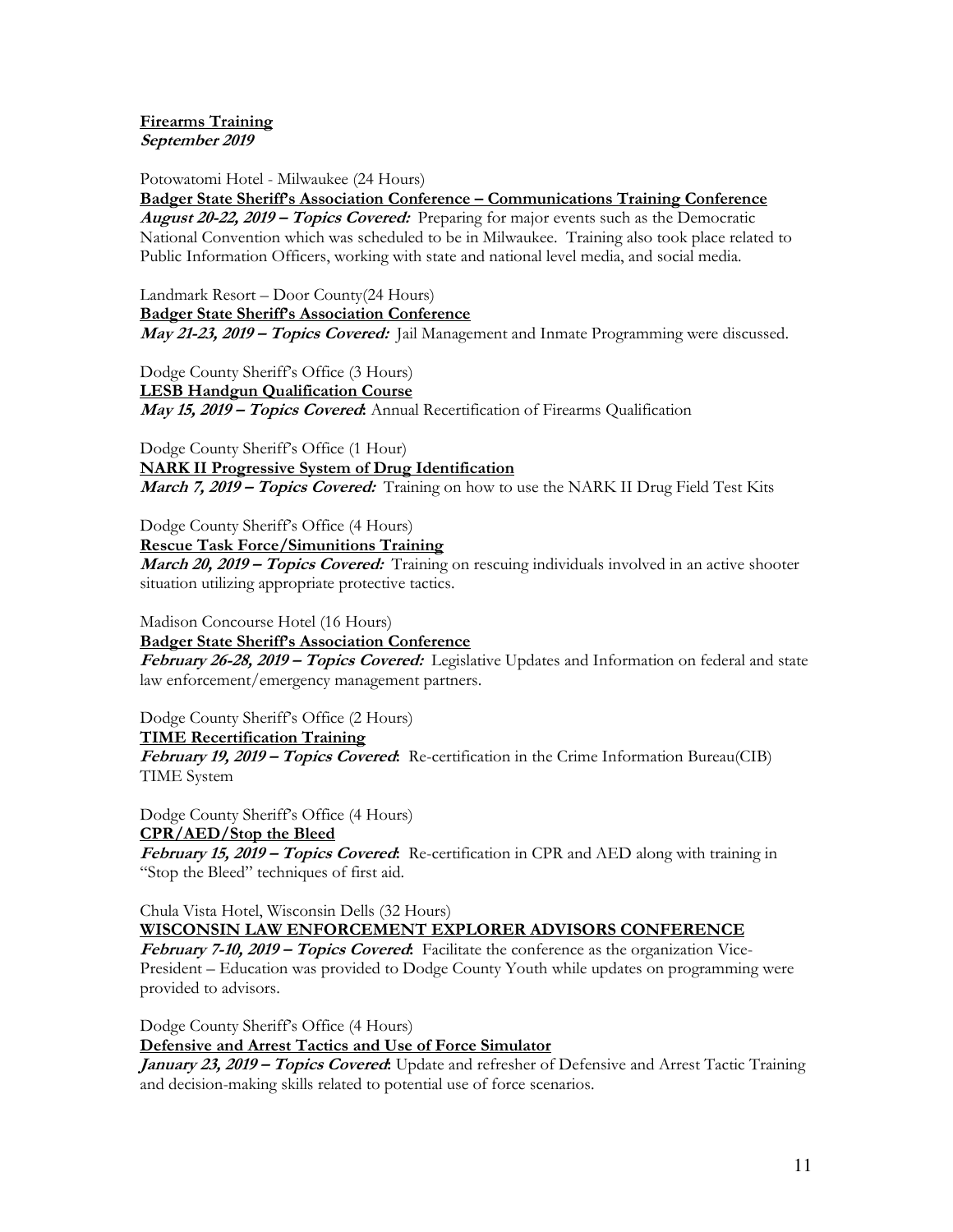**Firearms Training**
***September 2019***

Potowatomi Hotel - Milwaukee (24 Hours)
**Badger State Sheriff's Association Conference – Communications Training Conference**
***August 20-22, 2019 – Topics Covered:*** Preparing for major events such as the Democratic National Convention which was scheduled to be in Milwaukee. Training also took place related to Public Information Officers, working with state and national level media, and social media.

Landmark Resort – Door County(24 Hours)
**Badger State Sheriff's Association Conference**
***May 21-23, 2019 – Topics Covered:*** Jail Management and Inmate Programming were discussed.

Dodge County Sheriff's Office (3 Hours)
**LESB Handgun Qualification Course**
***May 15, 2019 – Topics Covered*:** Annual Recertification of Firearms Qualification

Dodge County Sheriff's Office (1 Hour)
**NARK II Progressive System of Drug Identification**
***March 7, 2019 – Topics Covered:*** Training on how to use the NARK II Drug Field Test Kits

Dodge County Sheriff's Office (4 Hours)
**Rescue Task Force/Simunitions Training**
***March 20, 2019 – Topics Covered:*** Training on rescuing individuals involved in an active shooter situation utilizing appropriate protective tactics.

Madison Concourse Hotel (16 Hours)
**Badger State Sheriff's Association Conference**
***February 26-28, 2019 – Topics Covered:*** Legislative Updates and Information on federal and state law enforcement/emergency management partners.

Dodge County Sheriff's Office (2 Hours)
**TIME Recertification Training**
***February 19, 2019 – Topics Covered*:** Re-certification in the Crime Information Bureau(CIB) TIME System

Dodge County Sheriff's Office (4 Hours)
**CPR/AED/Stop the Bleed**
***February 15, 2019 – Topics Covered*:** Re-certification in CPR and AED along with training in "Stop the Bleed" techniques of first aid.

Chula Vista Hotel, Wisconsin Dells (32 Hours)
**WISCONSIN LAW ENFORCEMENT EXPLORER ADVISORS CONFERENCE**
***February 7-10, 2019 – Topics Covered*:** Facilitate the conference as the organization Vice-President – Education was provided to Dodge County Youth while updates on programming were provided to advisors.

Dodge County Sheriff's Office (4 Hours)
**Defensive and Arrest Tactics and Use of Force Simulator**
***January 23, 2019 – Topics Covered*:** Update and refresher of Defensive and Arrest Tactic Training and decision-making skills related to potential use of force scenarios.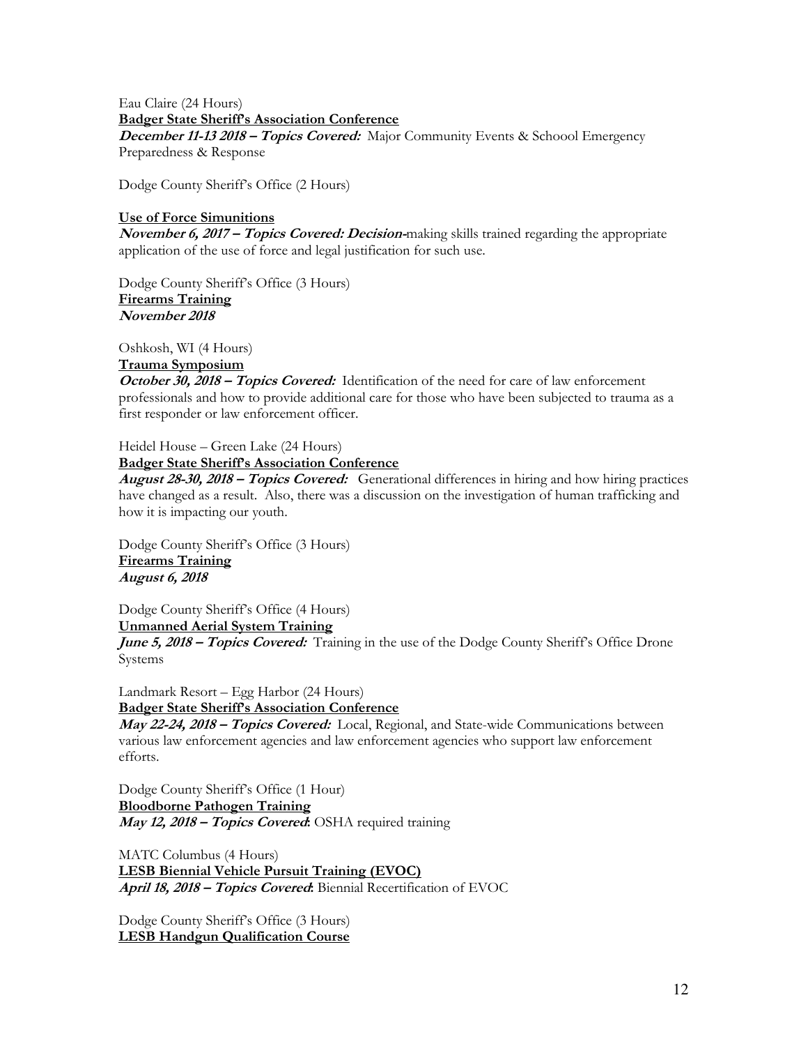Eau Claire (24 Hours)
**Badger State Sheriff's Association Conference**
***December 11-13 2018 – Topics Covered:*** Major Community Events & Schoool Emergency Preparedness & Response

Dodge County Sheriff's Office (2 Hours)

**Use of Force Simunitions**
***November 6, 2017 – Topics Covered: Decision-***making skills trained regarding the appropriate application of the use of force and legal justification for such use.

Dodge County Sheriff's Office (3 Hours)
**Firearms Training**
***November 2018***

Oshkosh, WI (4 Hours)
**Trauma Symposium**
***October 30, 2018 – Topics Covered:*** Identification of the need for care of law enforcement professionals and how to provide additional care for those who have been subjected to trauma as a first responder or law enforcement officer.

Heidel House – Green Lake (24 Hours)
**Badger State Sheriff's Association Conference**
***August 28-30, 2018 – Topics Covered:*** Generational differences in hiring and how hiring practices have changed as a result. Also, there was a discussion on the investigation of human trafficking and how it is impacting our youth.

Dodge County Sheriff's Office (3 Hours)
**Firearms Training**
***August 6, 2018***

Dodge County Sheriff's Office (4 Hours)
**Unmanned Aerial System Training**
***June 5, 2018 – Topics Covered:*** Training in the use of the Dodge County Sheriff's Office Drone Systems

Landmark Resort – Egg Harbor (24 Hours)
**Badger State Sheriff's Association Conference**
***May 22-24, 2018 – Topics Covered:*** Local, Regional, and State-wide Communications between various law enforcement agencies and law enforcement agencies who support law enforcement efforts.

Dodge County Sheriff's Office (1 Hour)
**Bloodborne Pathogen Training**
***May 12, 2018 – Topics Covered:*** OSHA required training

MATC Columbus (4 Hours)
**LESB Biennial Vehicle Pursuit Training (EVOC)**
***April 18, 2018 – Topics Covered:*** Biennial Recertification of EVOC

Dodge County Sheriff's Office (3 Hours)
**LESB Handgun Qualification Course**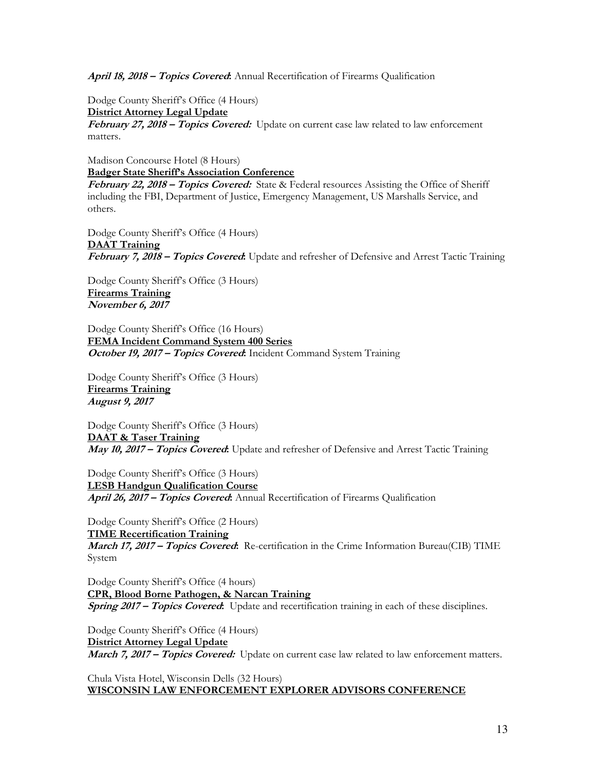***April 18, 2018 – Topics Covered*:** Annual Recertification of Firearms Qualification

Dodge County Sheriff's Office (4 Hours)
**District Attorney Legal Update**
***February 27, 2018 – Topics Covered:*** Update on current case law related to law enforcement matters.

Madison Concourse Hotel (8 Hours)
**Badger State Sheriff's Association Conference**
***February 22, 2018 – Topics Covered:*** State & Federal resources Assisting the Office of Sheriff including the FBI, Department of Justice, Emergency Management, US Marshalls Service, and others.

Dodge County Sheriff's Office (4 Hours)
**DAAT Training**
***February 7, 2018 – Topics Covered*:** Update and refresher of Defensive and Arrest Tactic Training

Dodge County Sheriff's Office (3 Hours)
**Firearms Training**
***November 6, 2017***

Dodge County Sheriff's Office (16 Hours)
**FEMA Incident Command System 400 Series**
***October 19, 2017 – Topics Covered*:** Incident Command System Training

Dodge County Sheriff's Office (3 Hours)
**Firearms Training**
***August 9, 2017***

Dodge County Sheriff's Office (3 Hours)
**DAAT & Taser Training**
***May 10, 2017 – Topics Covered*:** Update and refresher of Defensive and Arrest Tactic Training

Dodge County Sheriff's Office (3 Hours)
**LESB Handgun Qualification Course**
***April 26, 2017 – Topics Covered*:** Annual Recertification of Firearms Qualification

Dodge County Sheriff's Office (2 Hours)
**TIME Recertification Training**
***March 17, 2017 – Topics Covered*:** Re-certification in the Crime Information Bureau(CIB) TIME System

Dodge County Sheriff's Office (4 hours)
**CPR, Blood Borne Pathogen, & Narcan Training**
***Spring 2017 – Topics Covered*:** Update and recertification training in each of these disciplines.

Dodge County Sheriff's Office (4 Hours)
**District Attorney Legal Update**
***March 7, 2017 – Topics Covered:*** Update on current case law related to law enforcement matters.

Chula Vista Hotel, Wisconsin Dells (32 Hours)
**WISCONSIN LAW ENFORCEMENT EXPLORER ADVISORS CONFERENCE**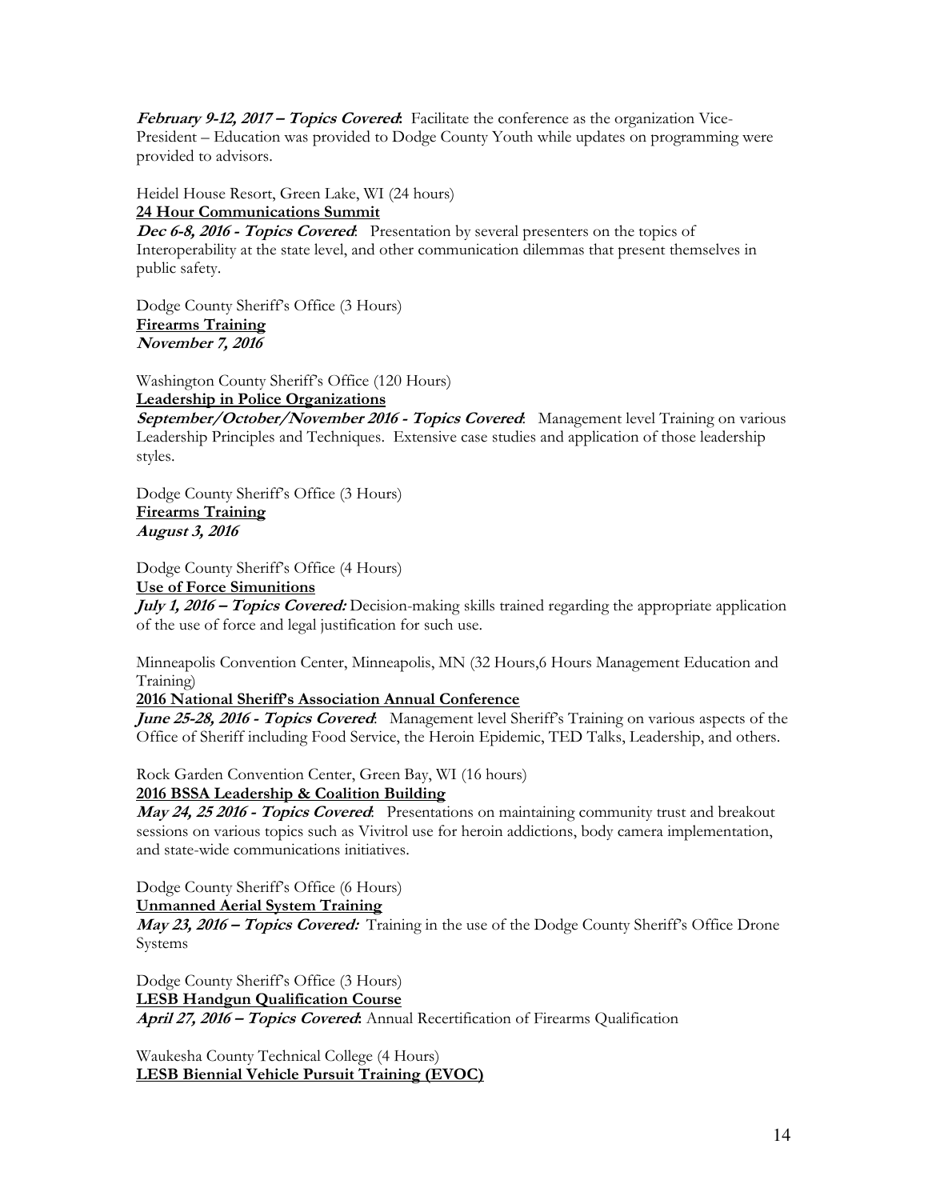***February 9-12, 2017 – Topics Covered*:** Facilitate the conference as the organization Vice-President – Education was provided to Dodge County Youth while updates on programming were provided to advisors.

Heidel House Resort, Green Lake, WI (24 hours)
**24 Hour Communications Summit**
***Dec 6-8, 2016 - Topics Covered*:** Presentation by several presenters on the topics of Interoperability at the state level, and other communication dilemmas that present themselves in public safety.

Dodge County Sheriff's Office (3 Hours)
**Firearms Training**
***November 7, 2016***

Washington County Sheriff's Office (120 Hours)
**Leadership in Police Organizations**
***September/October/November 2016 - Topics Covered*:** Management level Training on various Leadership Principles and Techniques. Extensive case studies and application of those leadership styles.

Dodge County Sheriff's Office (3 Hours)
**Firearms Training**
***August 3, 2016***

Dodge County Sheriff's Office (4 Hours)
**Use of Force Simunitions**
***July 1, 2016 – Topics Covered:*** Decision-making skills trained regarding the appropriate application of the use of force and legal justification for such use.

Minneapolis Convention Center, Minneapolis, MN (32 Hours,6 Hours Management Education and Training)
**2016 National Sheriff's Association Annual Conference**
***June 25-28, 2016 - Topics Covered*:** Management level Sheriff's Training on various aspects of the Office of Sheriff including Food Service, the Heroin Epidemic, TED Talks, Leadership, and others.

Rock Garden Convention Center, Green Bay, WI (16 hours)
**2016 BSSA Leadership & Coalition Building**
***May 24, 25 2016 - Topics Covered*:** Presentations on maintaining community trust and breakout sessions on various topics such as Vivitrol use for heroin addictions, body camera implementation, and state-wide communications initiatives.

Dodge County Sheriff's Office (6 Hours)
**Unmanned Aerial System Training**
***May 23, 2016 – Topics Covered:*** Training in the use of the Dodge County Sheriff's Office Drone Systems

Dodge County Sheriff's Office (3 Hours)
**LESB Handgun Qualification Course**
***April 27, 2016 – Topics Covered*:** Annual Recertification of Firearms Qualification

Waukesha County Technical College (4 Hours)
**LESB Biennial Vehicle Pursuit Training (EVOC)**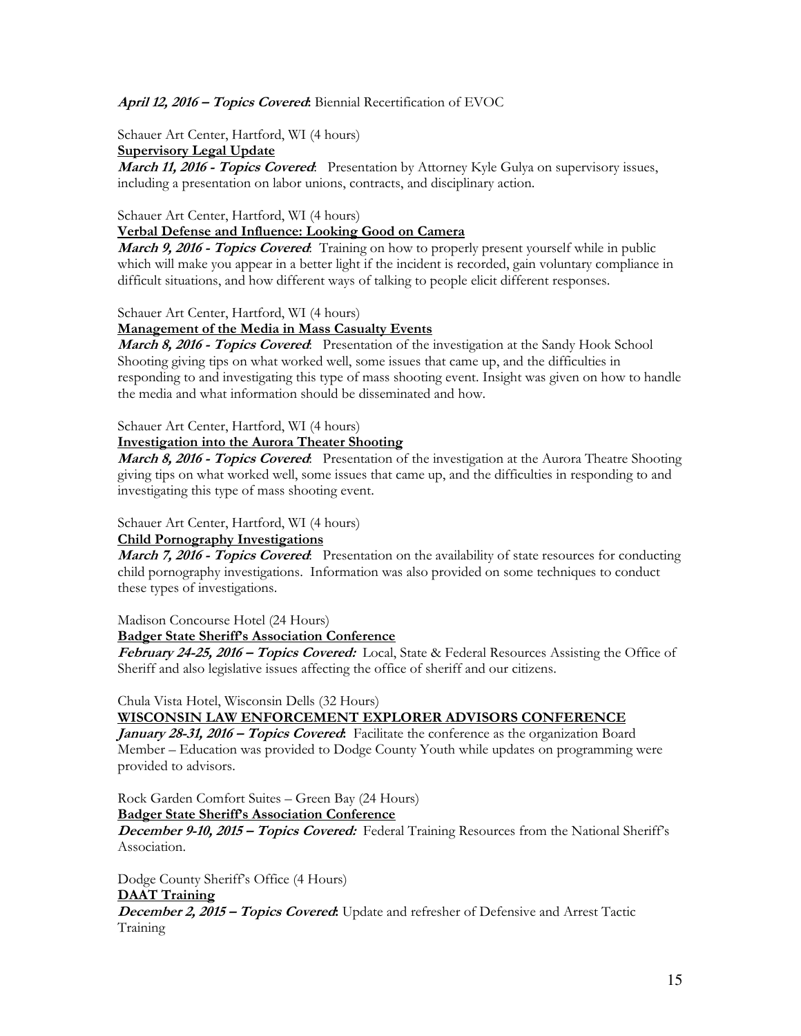***April 12, 2016 – Topics Covered*:** Biennial Recertification of EVOC

Schauer Art Center, Hartford, WI (4 hours)
**Supervisory Legal Update**
***March 11, 2016 - Topics Covered*:** Presentation by Attorney Kyle Gulya on supervisory issues, including a presentation on labor unions, contracts, and disciplinary action.

Schauer Art Center, Hartford, WI (4 hours)
**Verbal Defense and Influence: Looking Good on Camera**
***March 9, 2016 - Topics Covered*:** Training on how to properly present yourself while in public which will make you appear in a better light if the incident is recorded, gain voluntary compliance in difficult situations, and how different ways of talking to people elicit different responses.

Schauer Art Center, Hartford, WI (4 hours)
**Management of the Media in Mass Casualty Events**
***March 8, 2016 - Topics Covered*:** Presentation of the investigation at the Sandy Hook School Shooting giving tips on what worked well, some issues that came up, and the difficulties in responding to and investigating this type of mass shooting event. Insight was given on how to handle the media and what information should be disseminated and how.

Schauer Art Center, Hartford, WI (4 hours)
**Investigation into the Aurora Theater Shooting**
***March 8, 2016 - Topics Covered*:** Presentation of the investigation at the Aurora Theatre Shooting giving tips on what worked well, some issues that came up, and the difficulties in responding to and investigating this type of mass shooting event.

Schauer Art Center, Hartford, WI (4 hours)
**Child Pornography Investigations**
***March 7, 2016 - Topics Covered*:** Presentation on the availability of state resources for conducting child pornography investigations. Information was also provided on some techniques to conduct these types of investigations.

Madison Concourse Hotel (24 Hours)
**Badger State Sheriff's Association Conference**
***February 24-25, 2016 – Topics Covered:*** Local, State & Federal Resources Assisting the Office of Sheriff and also legislative issues affecting the office of sheriff and our citizens.

Chula Vista Hotel, Wisconsin Dells (32 Hours)
**WISCONSIN LAW ENFORCEMENT EXPLORER ADVISORS CONFERENCE**
***January 28-31, 2016 – Topics Covered*:** Facilitate the conference as the organization Board Member – Education was provided to Dodge County Youth while updates on programming were provided to advisors.

Rock Garden Comfort Suites – Green Bay (24 Hours)
**Badger State Sheriff's Association Conference**
***December 9-10, 2015 – Topics Covered:*** Federal Training Resources from the National Sheriff's Association.

Dodge County Sheriff's Office (4 Hours)
**DAAT Training**
***December 2, 2015 – Topics Covered*:** Update and refresher of Defensive and Arrest Tactic Training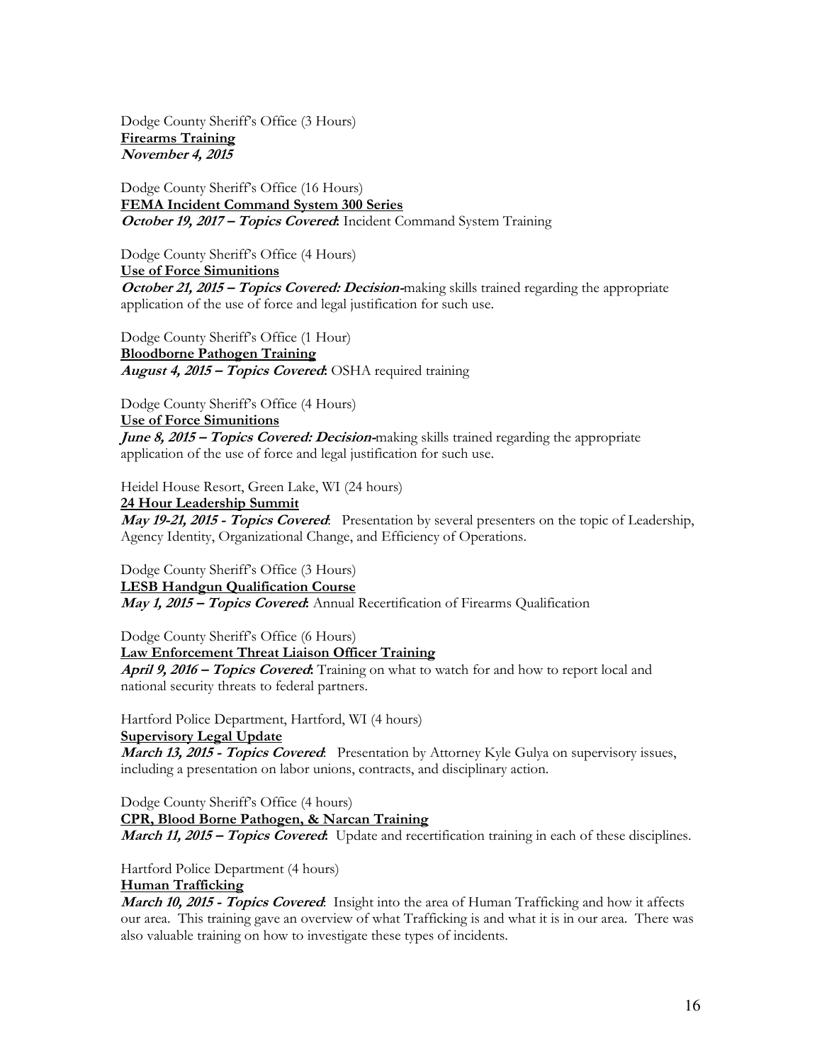Dodge County Sheriff's Office (3 Hours)
**Firearms Training**
***November 4, 2015***

Dodge County Sheriff's Office (16 Hours)
**FEMA Incident Command System 300 Series**
***October 19, 2017 – Topics Covered*:** Incident Command System Training

Dodge County Sheriff's Office (4 Hours)
**Use of Force Simunitions**
***October 21, 2015 – Topics Covered: Decision-***making skills trained regarding the appropriate application of the use of force and legal justification for such use.

Dodge County Sheriff's Office (1 Hour)
**Bloodborne Pathogen Training**
***August 4, 2015 – Topics Covered*:** OSHA required training

Dodge County Sheriff's Office (4 Hours)
**Use of Force Simunitions**
***June 8, 2015 – Topics Covered: Decision-***making skills trained regarding the appropriate application of the use of force and legal justification for such use.

Heidel House Resort, Green Lake, WI (24 hours)
**24 Hour Leadership Summit**
***May 19-21, 2015 - Topics Covered*:** Presentation by several presenters on the topic of Leadership, Agency Identity, Organizational Change, and Efficiency of Operations.

Dodge County Sheriff's Office (3 Hours)
**LESB Handgun Qualification Course**
***May 1, 2015 – Topics Covered*:** Annual Recertification of Firearms Qualification

Dodge County Sheriff's Office (6 Hours)
**Law Enforcement Threat Liaison Officer Training**
***April 9, 2016 – Topics Covered*:** Training on what to watch for and how to report local and national security threats to federal partners.

Hartford Police Department, Hartford, WI (4 hours)
**Supervisory Legal Update**
***March 13, 2015 - Topics Covered*:** Presentation by Attorney Kyle Gulya on supervisory issues, including a presentation on labor unions, contracts, and disciplinary action.

Dodge County Sheriff's Office (4 hours)
**CPR, Blood Borne Pathogen, & Narcan Training**
***March 11, 2015 – Topics Covered*:** Update and recertification training in each of these disciplines.

Hartford Police Department (4 hours)
**Human Trafficking**
***March 10, 2015 - Topics Covered*:** Insight into the area of Human Trafficking and how it affects our area. This training gave an overview of what Trafficking is and what it is in our area. There was also valuable training on how to investigate these types of incidents.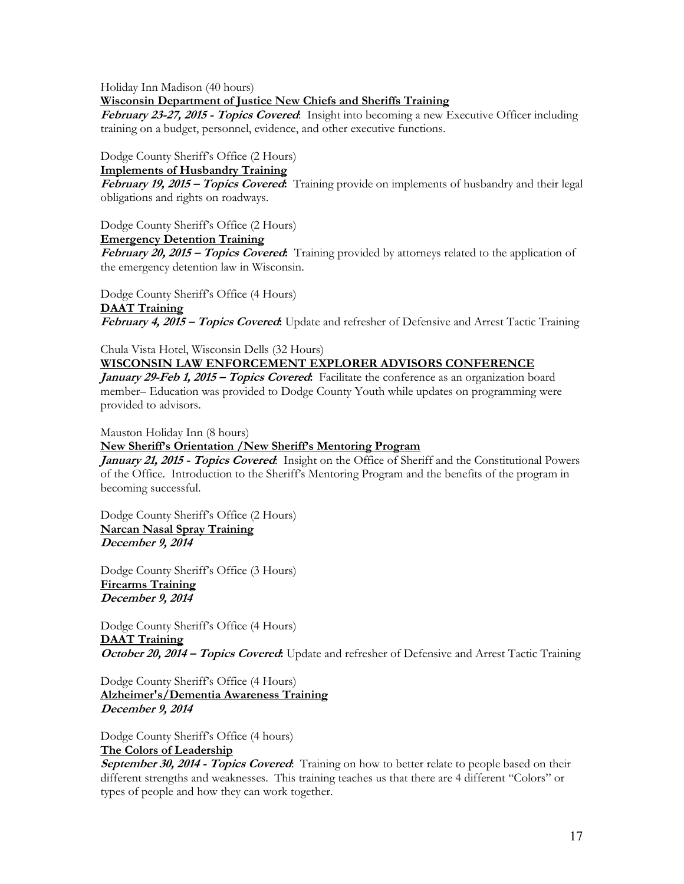Holiday Inn Madison (40 hours)
**Wisconsin Department of Justice New Chiefs and Sheriffs Training**
***February 23-27, 2015 - Topics Covered***: Insight into becoming a new Executive Officer including training on a budget, personnel, evidence, and other executive functions.

Dodge County Sheriff's Office (2 Hours)
**Implements of Husbandry Training**
***February 19, 2015 – Topics Covered***: Training provide on implements of husbandry and their legal obligations and rights on roadways.

Dodge County Sheriff's Office (2 Hours)
**Emergency Detention Training**
***February 20, 2015 – Topics Covered***: Training provided by attorneys related to the application of the emergency detention law in Wisconsin.

Dodge County Sheriff's Office (4 Hours)
**DAAT Training**
***February 4, 2015 – Topics Covered***: Update and refresher of Defensive and Arrest Tactic Training

Chula Vista Hotel, Wisconsin Dells (32 Hours)
**WISCONSIN LAW ENFORCEMENT EXPLORER ADVISORS CONFERENCE**
***January 29-Feb 1, 2015 – Topics Covered***: Facilitate the conference as an organization board member– Education was provided to Dodge County Youth while updates on programming were provided to advisors.

Mauston Holiday Inn (8 hours)
**New Sheriff's Orientation /New Sheriff's Mentoring Program**
***January 21, 2015 - Topics Covered***: Insight on the Office of Sheriff and the Constitutional Powers of the Office. Introduction to the Sheriff's Mentoring Program and the benefits of the program in becoming successful.

Dodge County Sheriff's Office (2 Hours)
**Narcan Nasal Spray Training**
***December 9, 2014***

Dodge County Sheriff's Office (3 Hours)
**Firearms Training**
***December 9, 2014***

Dodge County Sheriff's Office (4 Hours)
**DAAT Training**
***October 20, 2014 – Topics Covered***: Update and refresher of Defensive and Arrest Tactic Training

Dodge County Sheriff's Office (4 Hours)
**Alzheimer's/Dementia Awareness Training**
***December 9, 2014***

Dodge County Sheriff's Office (4 hours)
**The Colors of Leadership**
***September 30, 2014 - Topics Covered***: Training on how to better relate to people based on their different strengths and weaknesses. This training teaches us that there are 4 different "Colors" or types of people and how they can work together.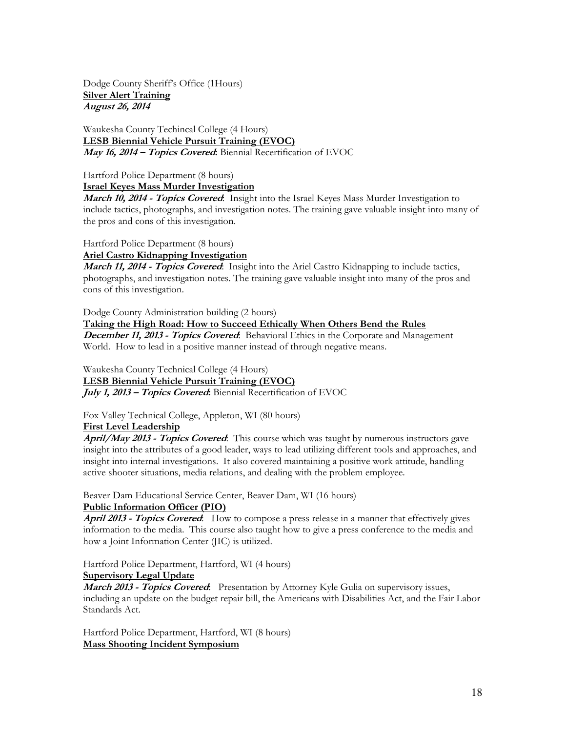Dodge County Sheriff's Office (1Hours)
**Silver Alert Training**
***August 26, 2014***

Waukesha County Techincal College (4 Hours)
**LESB Biennial Vehicle Pursuit Training (EVOC)**
***May 16, 2014 – Topics Covered*:** Biennial Recertification of EVOC

Hartford Police Department (8 hours)
**Israel Keyes Mass Murder Investigation**
***March 10, 2014 - Topics Covered*:** Insight into the Israel Keyes Mass Murder Investigation to include tactics, photographs, and investigation notes. The training gave valuable insight into many of the pros and cons of this investigation.

Hartford Police Department (8 hours)
**Ariel Castro Kidnapping Investigation**
***March 11, 2014 - Topics Covered*:** Insight into the Ariel Castro Kidnapping to include tactics, photographs, and investigation notes. The training gave valuable insight into many of the pros and cons of this investigation.

Dodge County Administration building (2 hours)
**Taking the High Road: How to Succeed Ethically When Others Bend the Rules**
***December 11, 2013 - Topics Covered*:** Behavioral Ethics in the Corporate and Management World. How to lead in a positive manner instead of through negative means.

Waukesha County Technical College (4 Hours)
**LESB Biennial Vehicle Pursuit Training (EVOC)**
***July 1, 2013 – Topics Covered*:** Biennial Recertification of EVOC

Fox Valley Technical College, Appleton, WI (80 hours)
**First Level Leadership**
***April/May 2013 - Topics Covered*:** This course which was taught by numerous instructors gave insight into the attributes of a good leader, ways to lead utilizing different tools and approaches, and insight into internal investigations. It also covered maintaining a positive work attitude, handling active shooter situations, media relations, and dealing with the problem employee.

Beaver Dam Educational Service Center, Beaver Dam, WI (16 hours)
**Public Information Officer (PIO)**
***April 2013 - Topics Covered*:** How to compose a press release in a manner that effectively gives information to the media. This course also taught how to give a press conference to the media and how a Joint Information Center (JIC) is utilized.

Hartford Police Department, Hartford, WI (4 hours)
**Supervisory Legal Update**
***March 2013 - Topics Covered*:** Presentation by Attorney Kyle Gulia on supervisory issues, including an update on the budget repair bill, the Americans with Disabilities Act, and the Fair Labor Standards Act.

Hartford Police Department, Hartford, WI (8 hours)
**Mass Shooting Incident Symposium**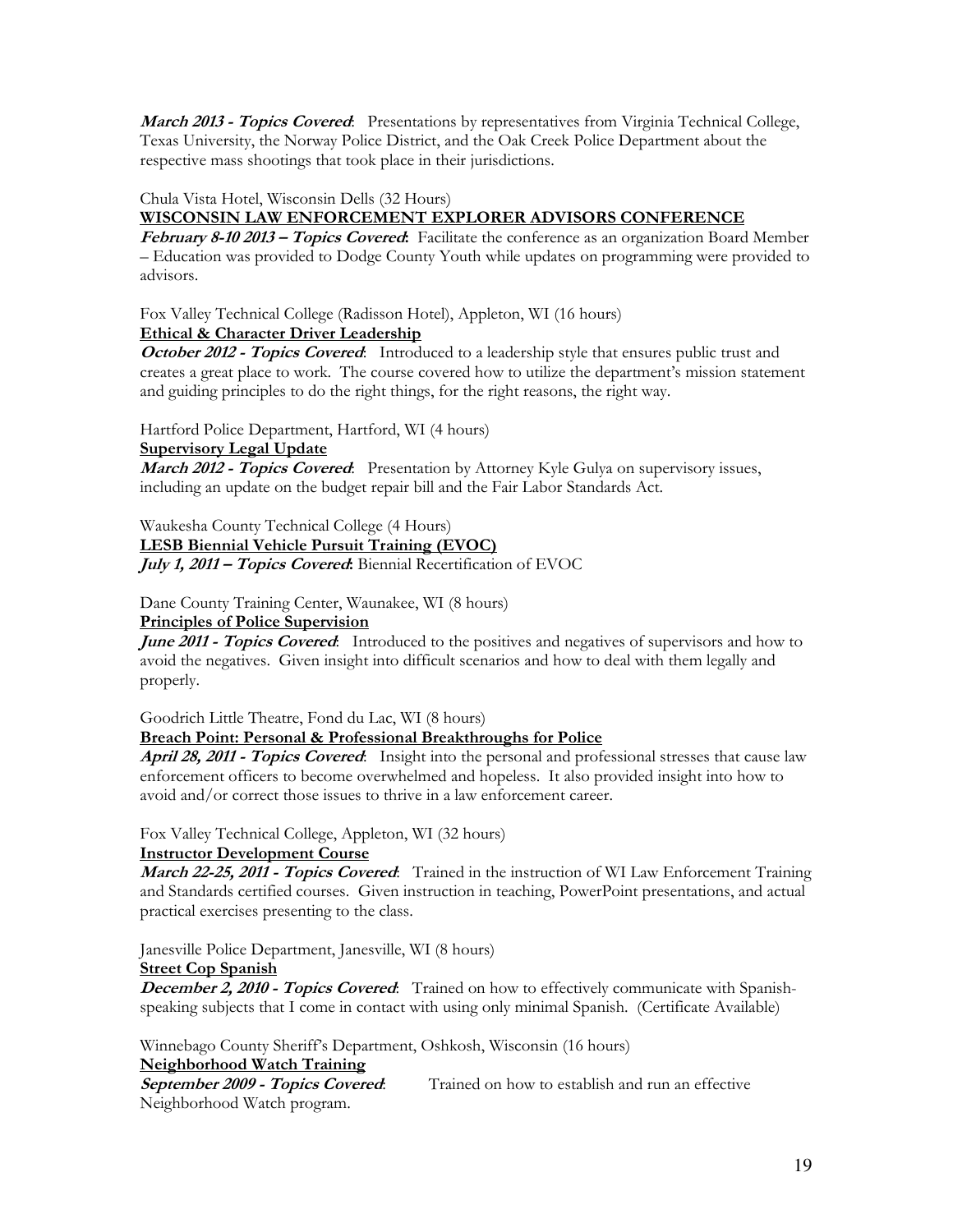***March 2013 - Topics Covered***: Presentations by representatives from Virginia Technical College, Texas University, the Norway Police District, and the Oak Creek Police Department about the respective mass shootings that took place in their jurisdictions.

Chula Vista Hotel, Wisconsin Dells (32 Hours)

**WISCONSIN LAW ENFORCEMENT EXPLORER ADVISORS CONFERENCE**

***February 8-10 2013 – Topics Covered***: Facilitate the conference as an organization Board Member – Education was provided to Dodge County Youth while updates on programming were provided to advisors.

Fox Valley Technical College (Radisson Hotel), Appleton, WI (16 hours)

**Ethical & Character Driver Leadership**

***October 2012 - Topics Covered***: Introduced to a leadership style that ensures public trust and creates a great place to work. The course covered how to utilize the department's mission statement and guiding principles to do the right things, for the right reasons, the right way.

Hartford Police Department, Hartford, WI (4 hours)

**Supervisory Legal Update**

***March 2012 - Topics Covered***: Presentation by Attorney Kyle Gulya on supervisory issues, including an update on the budget repair bill and the Fair Labor Standards Act.

Waukesha County Technical College (4 Hours)

**LESB Biennial Vehicle Pursuit Training (EVOC)**

***July 1, 2011 – Topics Covered***: Biennial Recertification of EVOC

Dane County Training Center, Waunakee, WI (8 hours)

**Principles of Police Supervision**

***June 2011 - Topics Covered***: Introduced to the positives and negatives of supervisors and how to avoid the negatives. Given insight into difficult scenarios and how to deal with them legally and properly.

Goodrich Little Theatre, Fond du Lac, WI (8 hours)

**Breach Point: Personal & Professional Breakthroughs for Police**

***April 28, 2011 - Topics Covered***: Insight into the personal and professional stresses that cause law enforcement officers to become overwhelmed and hopeless. It also provided insight into how to avoid and/or correct those issues to thrive in a law enforcement career.

Fox Valley Technical College, Appleton, WI (32 hours)

**Instructor Development Course**

***March 22-25, 2011 - Topics Covered***: Trained in the instruction of WI Law Enforcement Training and Standards certified courses. Given instruction in teaching, PowerPoint presentations, and actual practical exercises presenting to the class.

Janesville Police Department, Janesville, WI (8 hours)

**Street Cop Spanish**

***December 2, 2010 - Topics Covered***: Trained on how to effectively communicate with Spanish-speaking subjects that I come in contact with using only minimal Spanish. (Certificate Available)

Winnebago County Sheriff's Department, Oshkosh, Wisconsin (16 hours)

**Neighborhood Watch Training**

***September 2009 - Topics Covered***: Trained on how to establish and run an effective Neighborhood Watch program.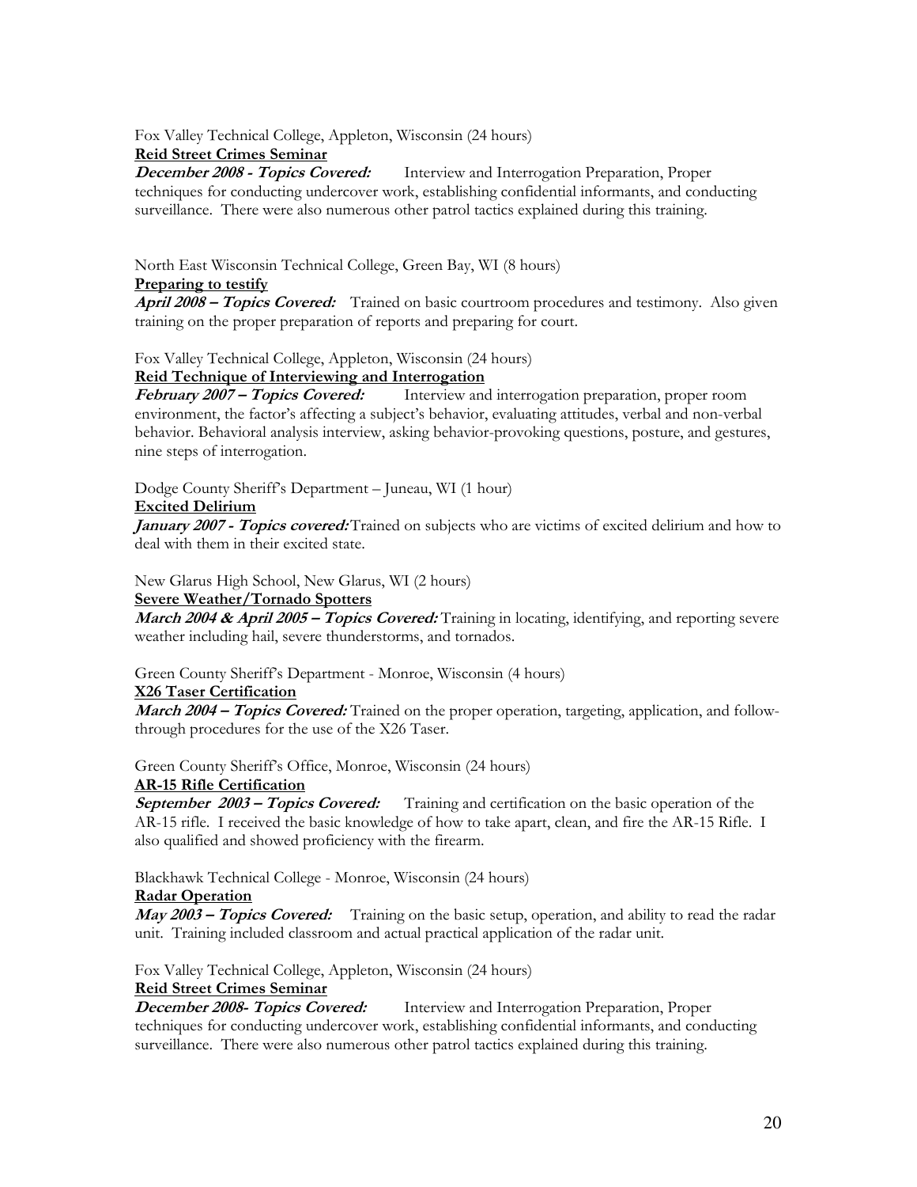Fox Valley Technical College, Appleton, Wisconsin (24 hours)

**Reid Street Crimes Seminar**

***December 2008 - Topics Covered:*** Interview and Interrogation Preparation, Proper techniques for conducting undercover work, establishing confidential informants, and conducting surveillance. There were also numerous other patrol tactics explained during this training.

North East Wisconsin Technical College, Green Bay, WI (8 hours)

**Preparing to testify**

***April 2008 – Topics Covered:*** Trained on basic courtroom procedures and testimony. Also given training on the proper preparation of reports and preparing for court.

Fox Valley Technical College, Appleton, Wisconsin (24 hours)

**Reid Technique of Interviewing and Interrogation**

***February 2007 – Topics Covered:*** Interview and interrogation preparation, proper room environment, the factor's affecting a subject's behavior, evaluating attitudes, verbal and non-verbal behavior. Behavioral analysis interview, asking behavior-provoking questions, posture, and gestures, nine steps of interrogation.

Dodge County Sheriff's Department – Juneau, WI (1 hour)

**Excited Delirium**

***January 2007 - Topics covered:*** Trained on subjects who are victims of excited delirium and how to deal with them in their excited state.

New Glarus High School, New Glarus, WI (2 hours)

**Severe Weather/Tornado Spotters**

***March 2004 & April 2005 – Topics Covered:*** Training in locating, identifying, and reporting severe weather including hail, severe thunderstorms, and tornados.

Green County Sheriff's Department - Monroe, Wisconsin (4 hours)

**X26 Taser Certification**

***March 2004 – Topics Covered:*** Trained on the proper operation, targeting, application, and follow-through procedures for the use of the X26 Taser.

Green County Sheriff's Office, Monroe, Wisconsin (24 hours)

**AR-15 Rifle Certification**

***September 2003 – Topics Covered:*** Training and certification on the basic operation of the AR-15 rifle. I received the basic knowledge of how to take apart, clean, and fire the AR-15 Rifle. I also qualified and showed proficiency with the firearm.

Blackhawk Technical College - Monroe, Wisconsin (24 hours)

**Radar Operation**

***May 2003 – Topics Covered:*** Training on the basic setup, operation, and ability to read the radar unit. Training included classroom and actual practical application of the radar unit.

Fox Valley Technical College, Appleton, Wisconsin (24 hours)

**Reid Street Crimes Seminar**

***December 2008- Topics Covered:*** Interview and Interrogation Preparation, Proper techniques for conducting undercover work, establishing confidential informants, and conducting surveillance. There were also numerous other patrol tactics explained during this training.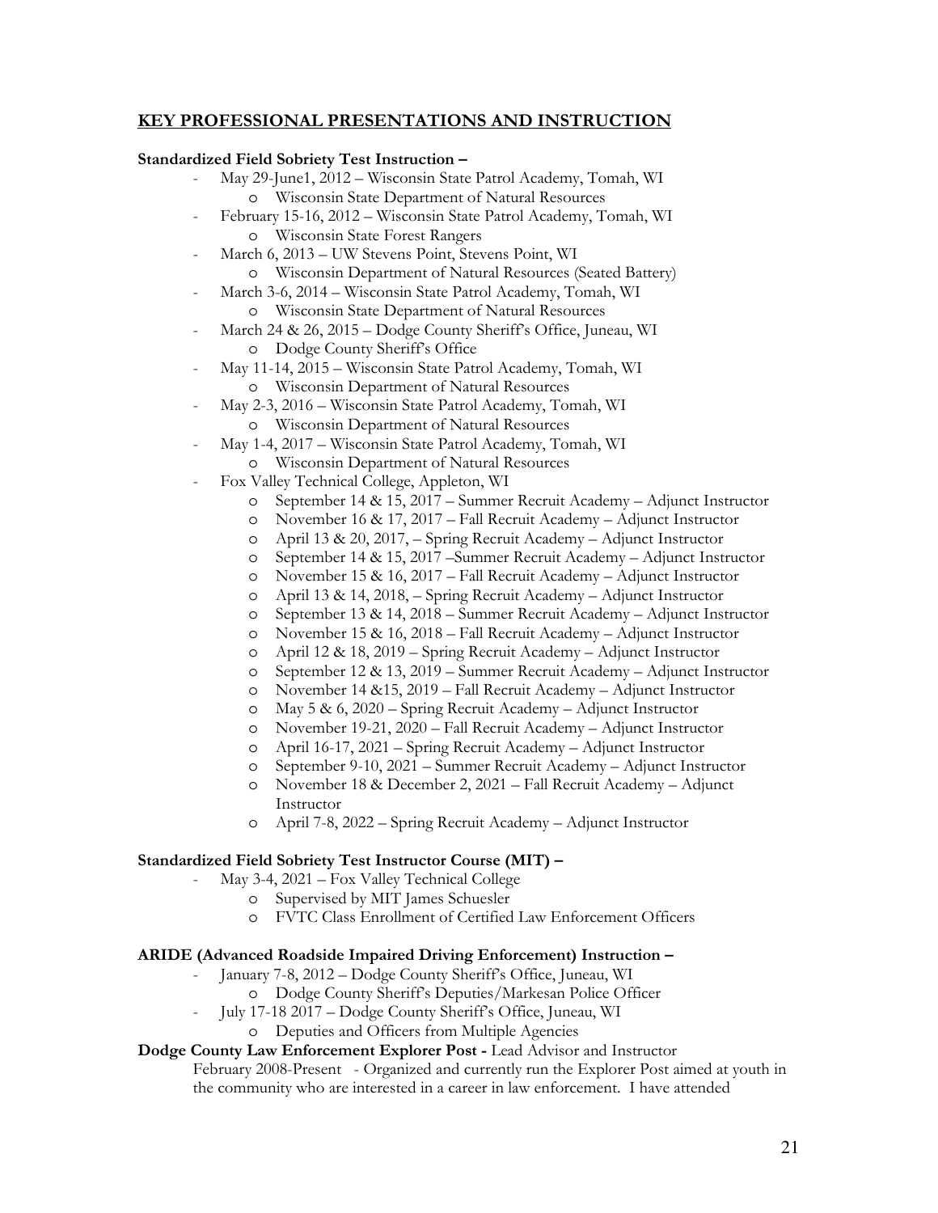## KEY PROFESSIONAL PRESENTATIONS AND INSTRUCTION

**Standardized Field Sobriety Test Instruction –**

- May 29-June1, 2012 – Wisconsin State Patrol Academy, Tomah, WI
  - Wisconsin State Department of Natural Resources
- February 15-16, 2012 – Wisconsin State Patrol Academy, Tomah, WI
  - Wisconsin State Forest Rangers
- March 6, 2013 – UW Stevens Point, Stevens Point, WI
  - Wisconsin Department of Natural Resources (Seated Battery)
- March 3-6, 2014 – Wisconsin State Patrol Academy, Tomah, WI
  - Wisconsin State Department of Natural Resources
- March 24 & 26, 2015 – Dodge County Sheriff's Office, Juneau, WI
  - Dodge County Sheriff's Office
- May 11-14, 2015 – Wisconsin State Patrol Academy, Tomah, WI
  - Wisconsin Department of Natural Resources
- May 2-3, 2016 – Wisconsin State Patrol Academy, Tomah, WI
  - Wisconsin Department of Natural Resources
- May 1-4, 2017 – Wisconsin State Patrol Academy, Tomah, WI
  - Wisconsin Department of Natural Resources
- Fox Valley Technical College, Appleton, WI
  - September 14 & 15, 2017 – Summer Recruit Academy – Adjunct Instructor
  - November 16 & 17, 2017 – Fall Recruit Academy – Adjunct Instructor
  - April 13 & 20, 2017, – Spring Recruit Academy – Adjunct Instructor
  - September 14 & 15, 2017 –Summer Recruit Academy – Adjunct Instructor
  - November 15 & 16, 2017 – Fall Recruit Academy – Adjunct Instructor
  - April 13 & 14, 2018, – Spring Recruit Academy – Adjunct Instructor
  - September 13 & 14, 2018 – Summer Recruit Academy – Adjunct Instructor
  - November 15 & 16, 2018 – Fall Recruit Academy – Adjunct Instructor
  - April 12 & 18, 2019 – Spring Recruit Academy – Adjunct Instructor
  - September 12 & 13, 2019 – Summer Recruit Academy – Adjunct Instructor
  - November 14 &15, 2019 – Fall Recruit Academy – Adjunct Instructor
  - May 5 & 6, 2020 – Spring Recruit Academy – Adjunct Instructor
  - November 19-21, 2020 – Fall Recruit Academy – Adjunct Instructor
  - April 16-17, 2021 – Spring Recruit Academy – Adjunct Instructor
  - September 9-10, 2021 – Summer Recruit Academy – Adjunct Instructor
  - November 18 & December 2, 2021 – Fall Recruit Academy – Adjunct Instructor
  - April 7-8, 2022 – Spring Recruit Academy – Adjunct Instructor

**Standardized Field Sobriety Test Instructor Course (MIT) –**

- May 3-4, 2021 – Fox Valley Technical College
  - Supervised by MIT James Schuesler
  - FVTC Class Enrollment of Certified Law Enforcement Officers

**ARIDE (Advanced Roadside Impaired Driving Enforcement) Instruction –**

- January 7-8, 2012 – Dodge County Sheriff's Office, Juneau, WI
  - Dodge County Sheriff's Deputies/Markesan Police Officer
- July 17-18 2017 – Dodge County Sheriff's Office, Juneau, WI
  - Deputies and Officers from Multiple Agencies

**Dodge County Law Enforcement Explorer Post -** Lead Advisor and Instructor

February 2008-Present - Organized and currently run the Explorer Post aimed at youth in the community who are interested in a career in law enforcement. I have attended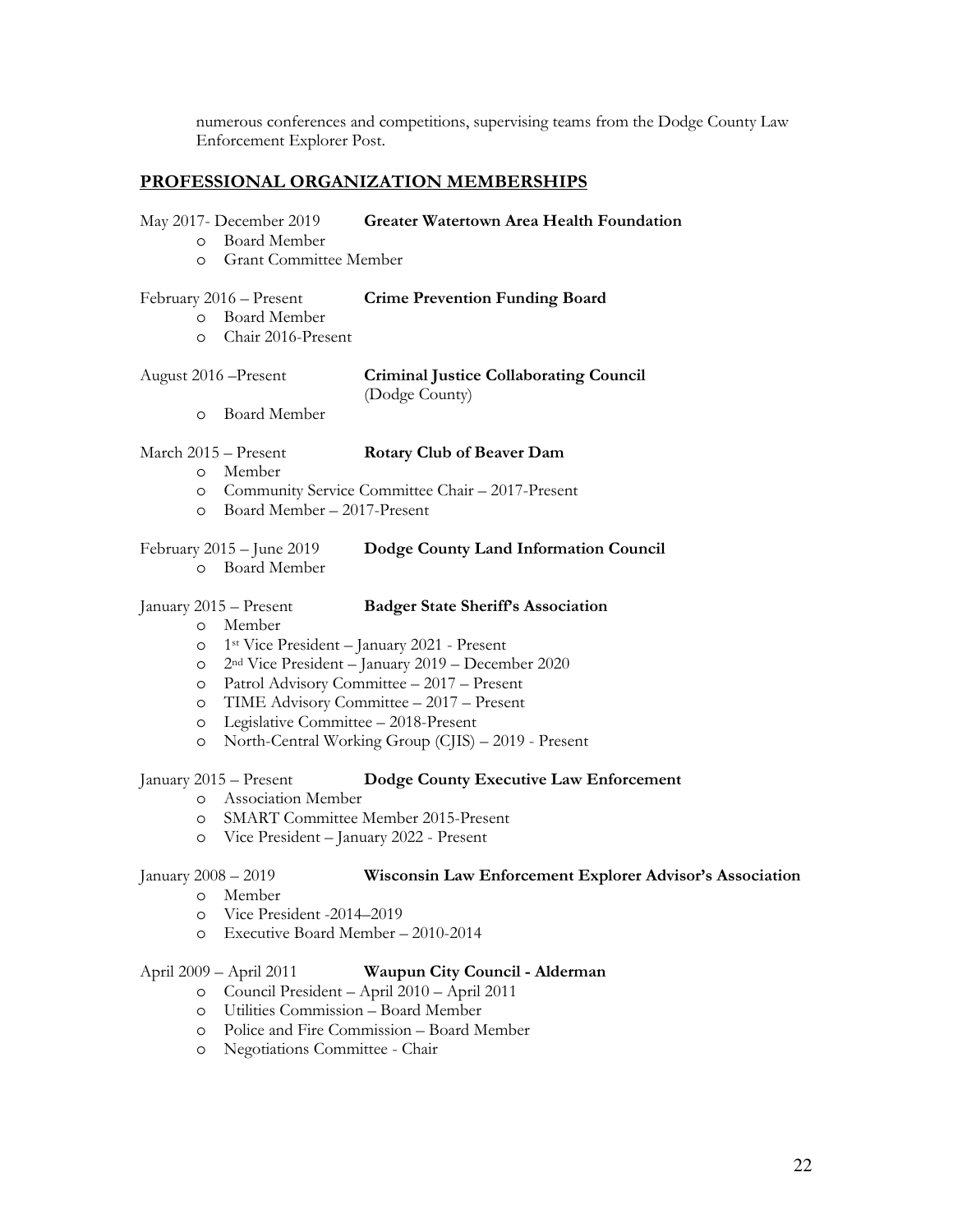numerous conferences and competitions, supervising teams from the Dodge County Law Enforcement Explorer Post.

## PROFESSIONAL ORGANIZATION MEMBERSHIPS

May 2017- December 2019 **Greater Watertown Area Health Foundation**

- Board Member
- Grant Committee Member

February 2016 – Present **Crime Prevention Funding Board**

- Board Member
- Chair 2016-Present

August 2016 –Present **Criminal Justice Collaborating Council** (Dodge County)

- Board Member

March 2015 – Present **Rotary Club of Beaver Dam**

- Member
- Community Service Committee Chair – 2017-Present
- Board Member – 2017-Present

February 2015 – June 2019 **Dodge County Land Information Council**

- Board Member

January 2015 – Present **Badger State Sheriff's Association**

- Member
- 1st Vice President – January 2021 - Present
- 2nd Vice President – January 2019 – December 2020
- Patrol Advisory Committee – 2017 – Present
- TIME Advisory Committee – 2017 – Present
- Legislative Committee – 2018-Present
- North-Central Working Group (CJIS) – 2019 - Present

January 2015 – Present **Dodge County Executive Law Enforcement**

- Association Member
- SMART Committee Member 2015-Present
- Vice President – January 2022 - Present

January 2008 – 2019 **Wisconsin Law Enforcement Explorer Advisor's Association**

- Member
- Vice President -2014–2019
- Executive Board Member – 2010-2014

April 2009 – April 2011 **Waupun City Council - Alderman**

- Council President – April 2010 – April 2011
- Utilities Commission – Board Member
- Police and Fire Commission – Board Member
- Negotiations Committee - Chair